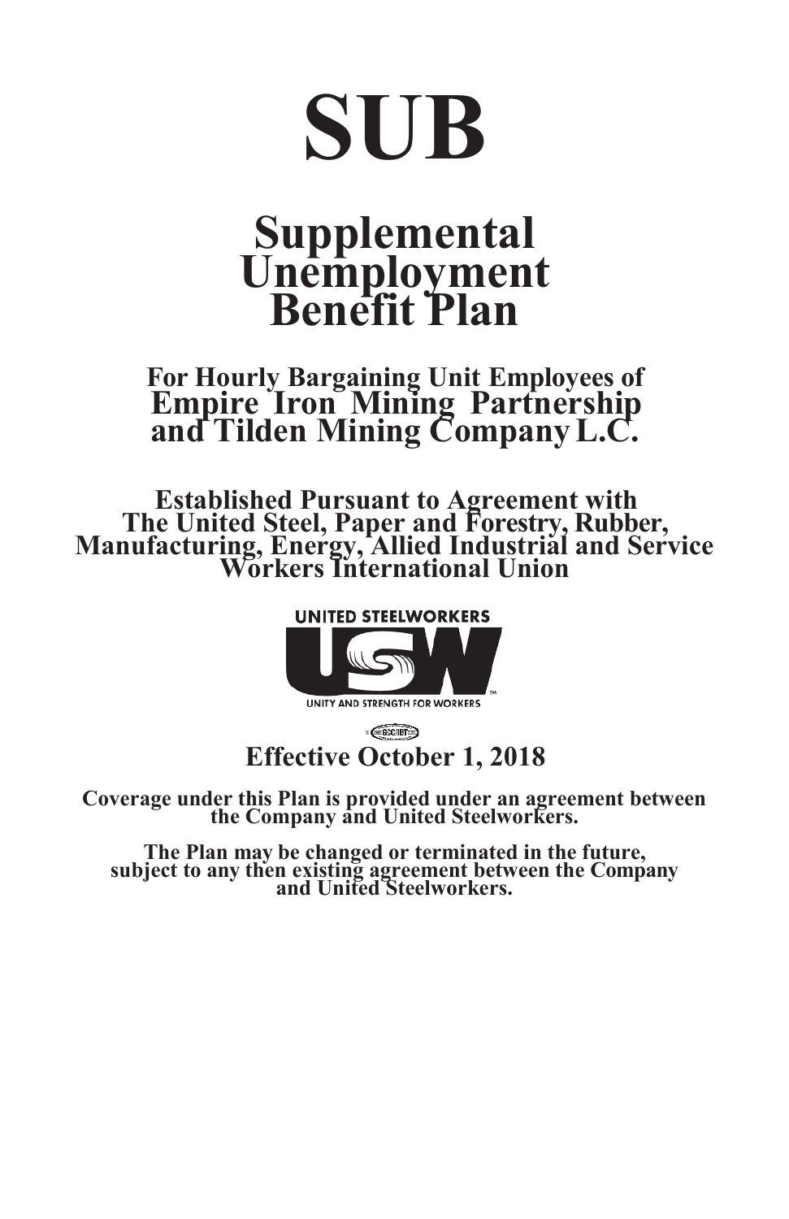# SUB

## Supplemental Unemployment Benefit Plan

### For Hourly Bargaining Unit Employees of Empire Iron Mining Partnership and Tilden Mining Company L.C.

### Established Pursuant to Agreement with The United Steel, Paper and Forestry, Rubber, Manufacturing, Energy, Allied Industrial and Service Workers International Union

UNITED STEELWORKERS

USW

UNITY AND STRENGTH FOR WORKERS

### Effective October 1, 2018

**Coverage under this Plan is provided under an agreement between the Company and United Steelworkers.**

**The Plan may be changed or terminated in the future, subject to any then existing agreement between the Company and United Steelworkers.**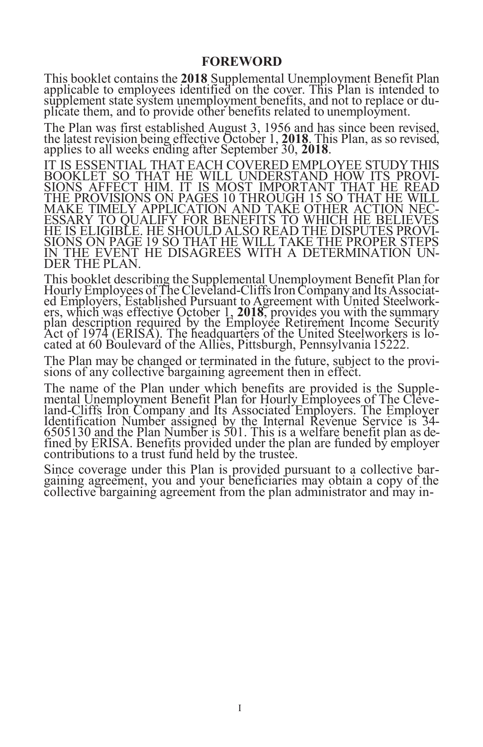## FOREWORD

This booklet contains the **2018** Supplemental Unemployment Benefit Plan applicable to employees identified on the cover. This Plan is intended to supplement state system unemployment benefits, and not to replace or duplicate them, and to provide other benefits related to unemployment.

The Plan was first established August 3, 1956 and has since been revised, the latest revision being effective October 1, **2018**. This Plan, as so revised, applies to all weeks ending after September 30, **2018**.

IT IS ESSENTIAL THAT EACH COVERED EMPLOYEE STUDY THIS BOOKLET SO THAT HE WILL UNDERSTAND HOW ITS PROVISIONS AFFECT HIM. IT IS MOST IMPORTANT THAT HE READ THE PROVISIONS ON PAGES 10 THROUGH 15 SO THAT HE WILL MAKE TIMELY APPLICATION AND TAKE OTHER ACTION NECESSARY TO QUALIFY FOR BENEFITS TO WHICH HE BELIEVES HE IS ELIGIBLE. HE SHOULD ALSO READ THE DISPUTES PROVISIONS ON PAGE 19 SO THAT HE WILL TAKE THE PROPER STEPS IN THE EVENT HE DISAGREES WITH A DETERMINATION UNDER THE PLAN.

This booklet describing the Supplemental Unemployment Benefit Plan for Hourly Employees of The Cleveland-Cliffs Iron Company and Its Associated Employers, Established Pursuant to Agreement with United Steelworkers, which was effective October 1, **2018**, provides you with the summary plan description required by the Employee Retirement Income Security Act of 1974 (ERISA). The headquarters of the United Steelworkers is located at 60 Boulevard of the Allies, Pittsburgh, Pennsylvania 15222.

The Plan may be changed or terminated in the future, subject to the provisions of any collective bargaining agreement then in effect.

The name of the Plan under which benefits are provided is the Supplemental Unemployment Benefit Plan for Hourly Employees of The Cleveland-Cliffs Iron Company and Its Associated Employers. The Employer Identification Number assigned by the Internal Revenue Service is 34-6505130 and the Plan Number is 501. This is a welfare benefit plan as defined by ERISA. Benefits provided under the plan are funded by employer contributions to a trust fund held by the trustee.

Since coverage under this Plan is provided pursuant to a collective bargaining agreement, you and your beneficiaries may obtain a copy of the collective bargaining agreement from the plan administrator and may in-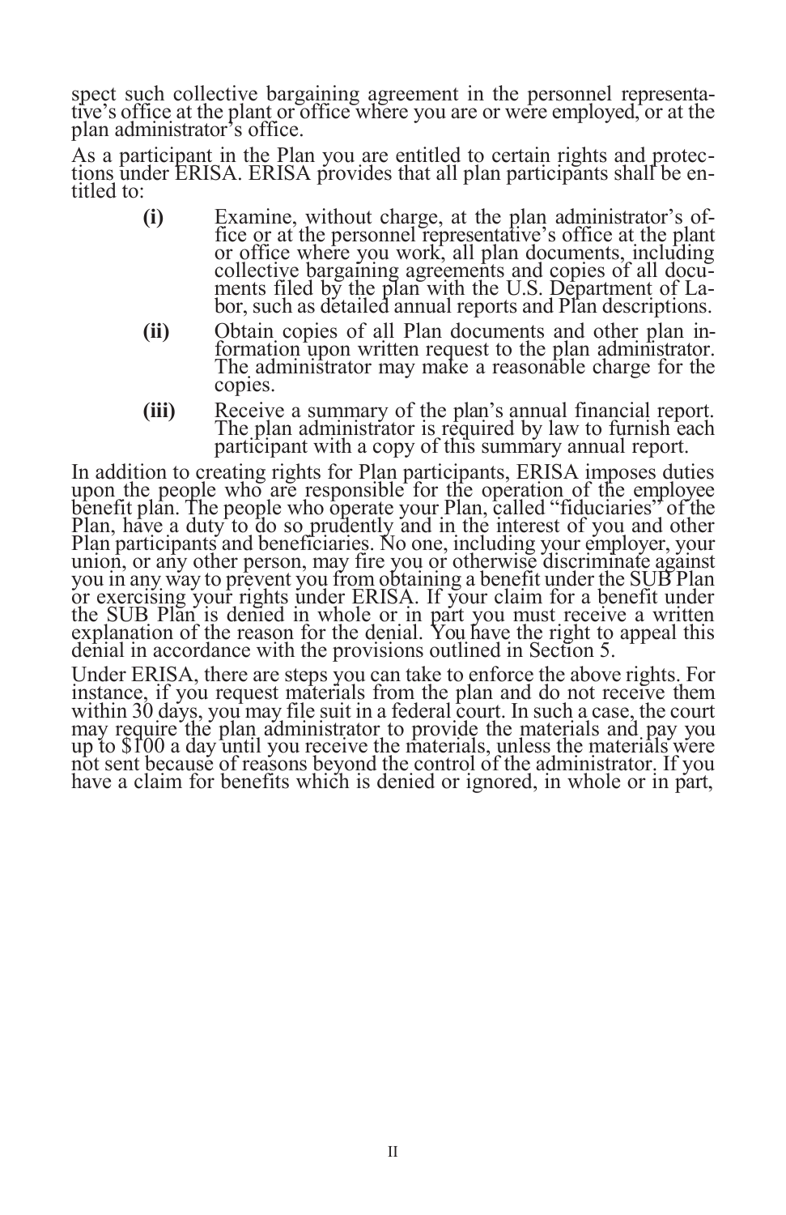spect such collective bargaining agreement in the personnel representative's office at the plant or office where you are or were employed, or at the plan administrator's office.

As a participant in the Plan you are entitled to certain rights and protections under ERISA. ERISA provides that all plan participants shall be entitled to:

**(i)** Examine, without charge, at the plan administrator's office or at the personnel representative's office at the plant or office where you work, all plan documents, including collective bargaining agreements and copies of all documents filed by the plan with the U.S. Department of Labor, such as detailed annual reports and Plan descriptions.

**(ii)** Obtain copies of all Plan documents and other plan information upon written request to the plan administrator. The administrator may make a reasonable charge for the copies.

**(iii)** Receive a summary of the plan's annual financial report. The plan administrator is required by law to furnish each participant with a copy of this summary annual report.

In addition to creating rights for Plan participants, ERISA imposes duties upon the people who are responsible for the operation of the employee benefit plan. The people who operate your Plan, called "fiduciaries" of the Plan, have a duty to do so prudently and in the interest of you and other Plan participants and beneficiaries. No one, including your employer, your union, or any other person, may fire you or otherwise discriminate against you in any way to prevent you from obtaining a benefit under the SUB Plan or exercising your rights under ERISA. If your claim for a benefit under the SUB Plan is denied in whole or in part you must receive a written explanation of the reason for the denial. You have the right to appeal this denial in accordance with the provisions outlined in Section 5.

Under ERISA, there are steps you can take to enforce the above rights. For instance, if you request materials from the plan and do not receive them within 30 days, you may file suit in a federal court. In such a case, the court may require the plan administrator to provide the materials and pay you up to $100 a day until you receive the materials, unless the materials were not sent because of reasons beyond the control of the administrator. If you have a claim for benefits which is denied or ignored, in whole or in part,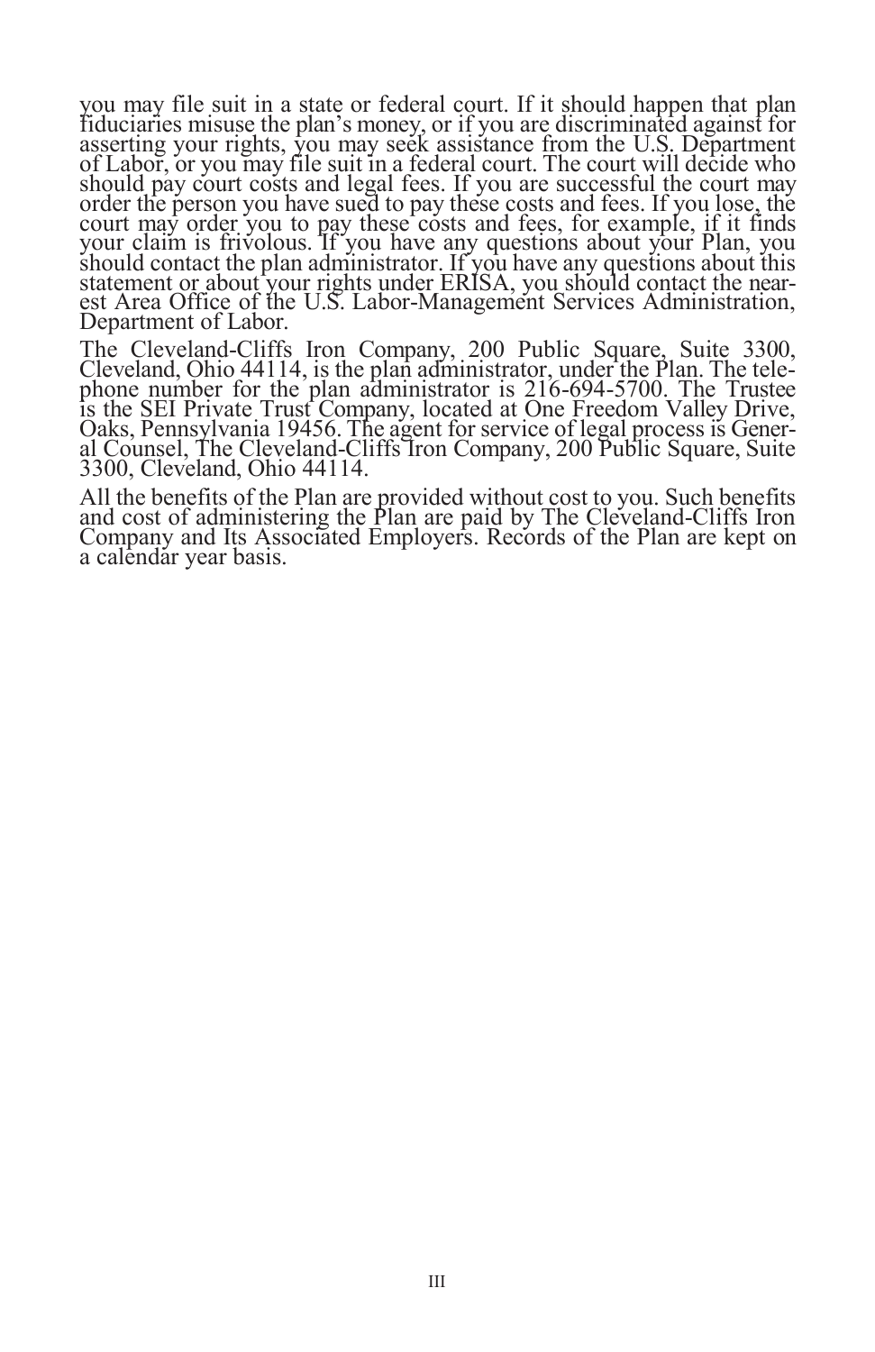you may file suit in a state or federal court. If it should happen that plan fiduciaries misuse the plan's money, or if you are discriminated against for asserting your rights, you may seek assistance from the U.S. Department of Labor, or you may file suit in a federal court. The court will decide who should pay court costs and legal fees. If you are successful the court may order the person you have sued to pay these costs and fees. If you lose, the court may order you to pay these costs and fees, for example, if it finds your claim is frivolous. If you have any questions about your Plan, you should contact the plan administrator. If you have any questions about this statement or about your rights under ERISA, you should contact the nearest Area Office of the U.S. Labor-Management Services Administration, Department of Labor.

The Cleveland-Cliffs Iron Company, 200 Public Square, Suite 3300, Cleveland, Ohio 44114, is the plan administrator, under the Plan. The telephone number for the plan administrator is 216-694-5700. The Trustee is the SEI Private Trust Company, located at One Freedom Valley Drive, Oaks, Pennsylvania 19456. The agent for service of legal process is General Counsel, The Cleveland-Cliffs Iron Company, 200 Public Square, Suite 3300, Cleveland, Ohio 44114.

All the benefits of the Plan are provided without cost to you. Such benefits and cost of administering the Plan are paid by The Cleveland-Cliffs Iron Company and Its Associated Employers. Records of the Plan are kept on a calendar year basis.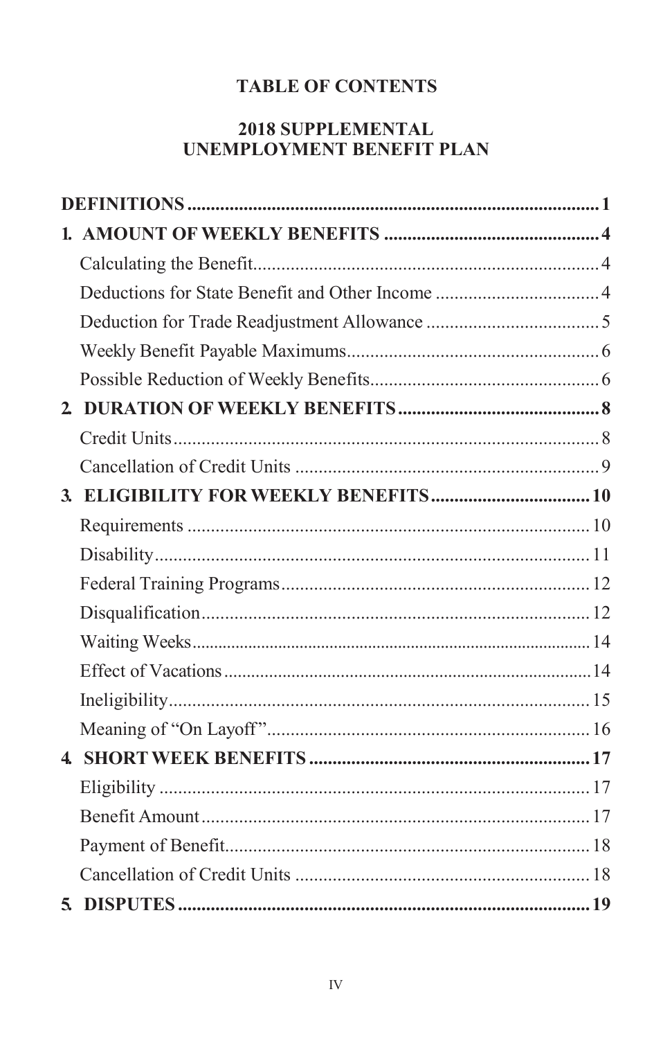# TABLE OF CONTENTS

## 2018 SUPPLEMENTAL UNEMPLOYMENT BENEFIT PLAN

| | |
|---|---|
| **DEFINITIONS** | **1** |
| **1. AMOUNT OF WEEKLY BENEFITS** | **4** |
| Calculating the Benefit | 4 |
| Deductions for State Benefit and Other Income | 4 |
| Deduction for Trade Readjustment Allowance | 5 |
| Weekly Benefit Payable Maximums | 6 |
| Possible Reduction of Weekly Benefits | 6 |
| **2. DURATION OF WEEKLY BENEFITS** | **8** |
| Credit Units | 8 |
| Cancellation of Credit Units | 9 |
| **3. ELIGIBILITY FOR WEEKLY BENEFITS** | **10** |
| Requirements | 10 |
| Disability | 11 |
| Federal Training Programs | 12 |
| Disqualification | 12 |
| Waiting Weeks | 14 |
| Effect of Vacations | 14 |
| Ineligibility | 15 |
| Meaning of "On Layoff" | 16 |
| **4. SHORT WEEK BENEFITS** | **17** |
| Eligibility | 17 |
| Benefit Amount | 17 |
| Payment of Benefit | 18 |
| Cancellation of Credit Units | 18 |
| **5. DISPUTES** | **19** |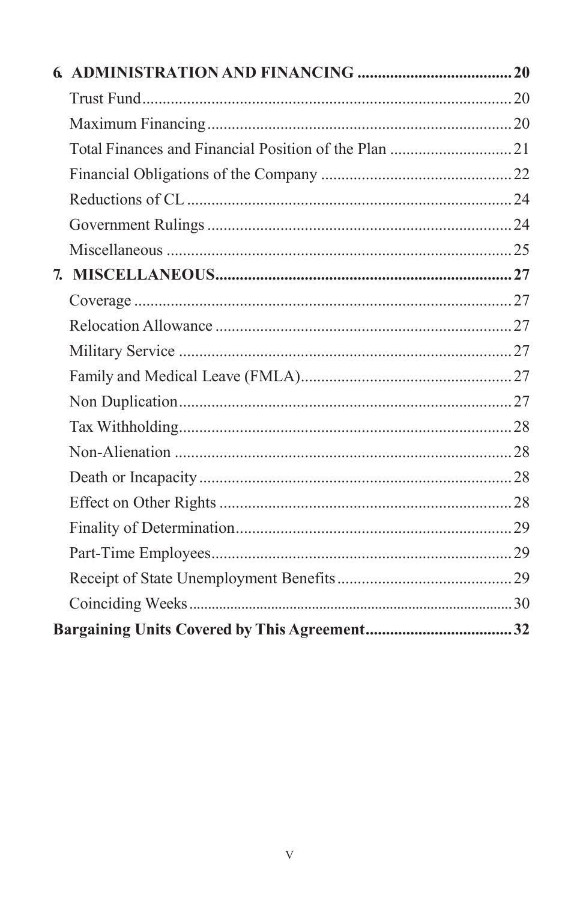**6. ADMINISTRATION AND FINANCING ...................................... 20**

Trust Fund ........................................................................................ 20

Maximum Financing ......................................................................... 20

Total Finances and Financial Position of the Plan ............................. 21

Financial Obligations of the Company .............................................. 22

Reductions of CL .............................................................................. 24

Government Rulings ......................................................................... 24

Miscellaneous ................................................................................... 25

**7. MISCELLANEOUS ........................................................................ 27**

Coverage ........................................................................................... 27

Relocation Allowance ....................................................................... 27

Military Service ................................................................................ 27

Family and Medical Leave (FMLA) .................................................. 27

Non Duplication ................................................................................ 27

Tax Withholding ................................................................................ 28

Non-Alienation .................................................................................. 28

Death or Incapacity ............................................................................ 28

Effect on Other Rights ....................................................................... 28

Finality of Determination .................................................................. 29

Part-Time Employees ......................................................................... 29

Receipt of State Unemployment Benefits .......................................... 29

Coinciding Weeks .............................................................................. 30

**Bargaining Units Covered by This Agreement .................................... 32**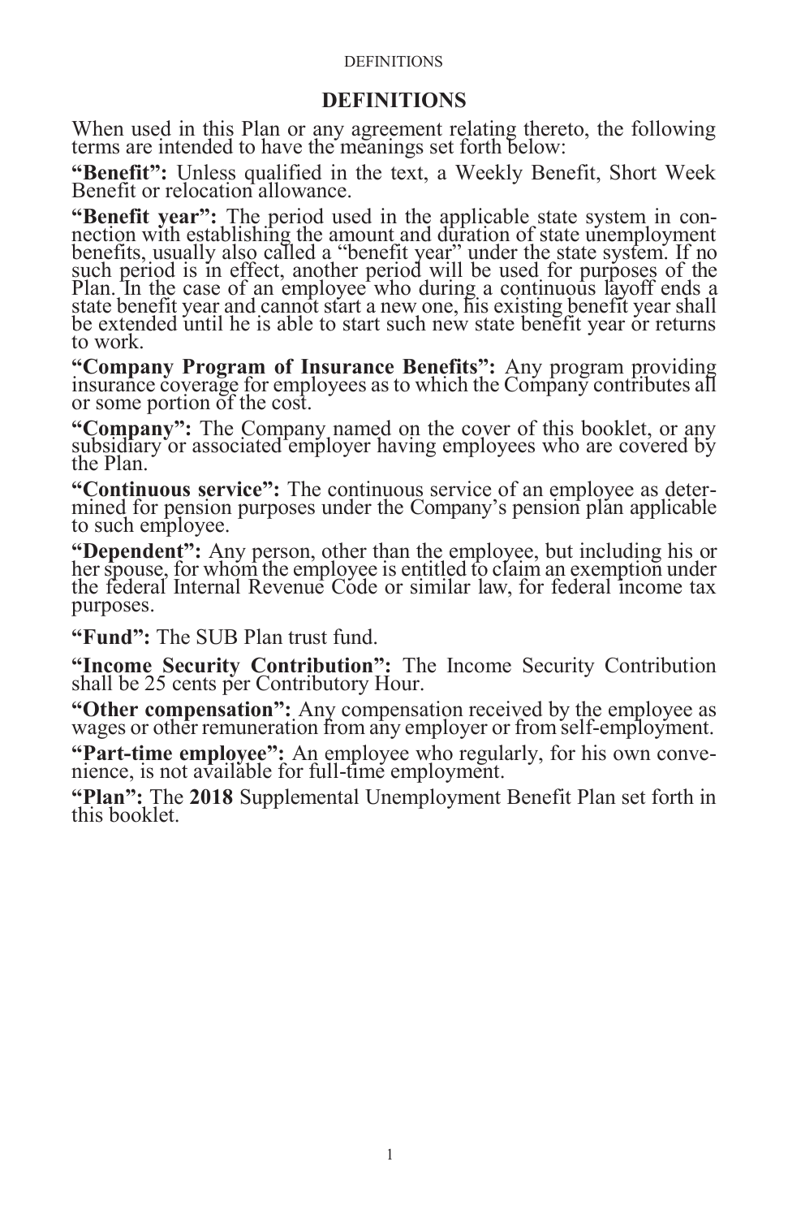# DEFINITIONS

When used in this Plan or any agreement relating thereto, the following terms are intended to have the meanings set forth below:

**"Benefit":** Unless qualified in the text, a Weekly Benefit, Short Week Benefit or relocation allowance.

**"Benefit year":** The period used in the applicable state system in connection with establishing the amount and duration of state unemployment benefits, usually also called a "benefit year" under the state system. If no such period is in effect, another period will be used for purposes of the Plan. In the case of an employee who during a continuous layoff ends a state benefit year and cannot start a new one, his existing benefit year shall be extended until he is able to start such new state benefit year or returns to work.

**"Company Program of Insurance Benefits":** Any program providing insurance coverage for employees as to which the Company contributes all or some portion of the cost.

**"Company":** The Company named on the cover of this booklet, or any subsidiary or associated employer having employees who are covered by the Plan.

**"Continuous service":** The continuous service of an employee as determined for pension purposes under the Company's pension plan applicable to such employee.

**"Dependent":** Any person, other than the employee, but including his or her spouse, for whom the employee is entitled to claim an exemption under the federal Internal Revenue Code or similar law, for federal income tax purposes.

**"Fund":** The SUB Plan trust fund.

**"Income Security Contribution":** The Income Security Contribution shall be 25 cents per Contributory Hour.

**"Other compensation":** Any compensation received by the employee as wages or other remuneration from any employer or from self-employment.

**"Part-time employee":** An employee who regularly, for his own convenience, is not available for full-time employment.

**"Plan":** The **2018** Supplemental Unemployment Benefit Plan set forth in this booklet.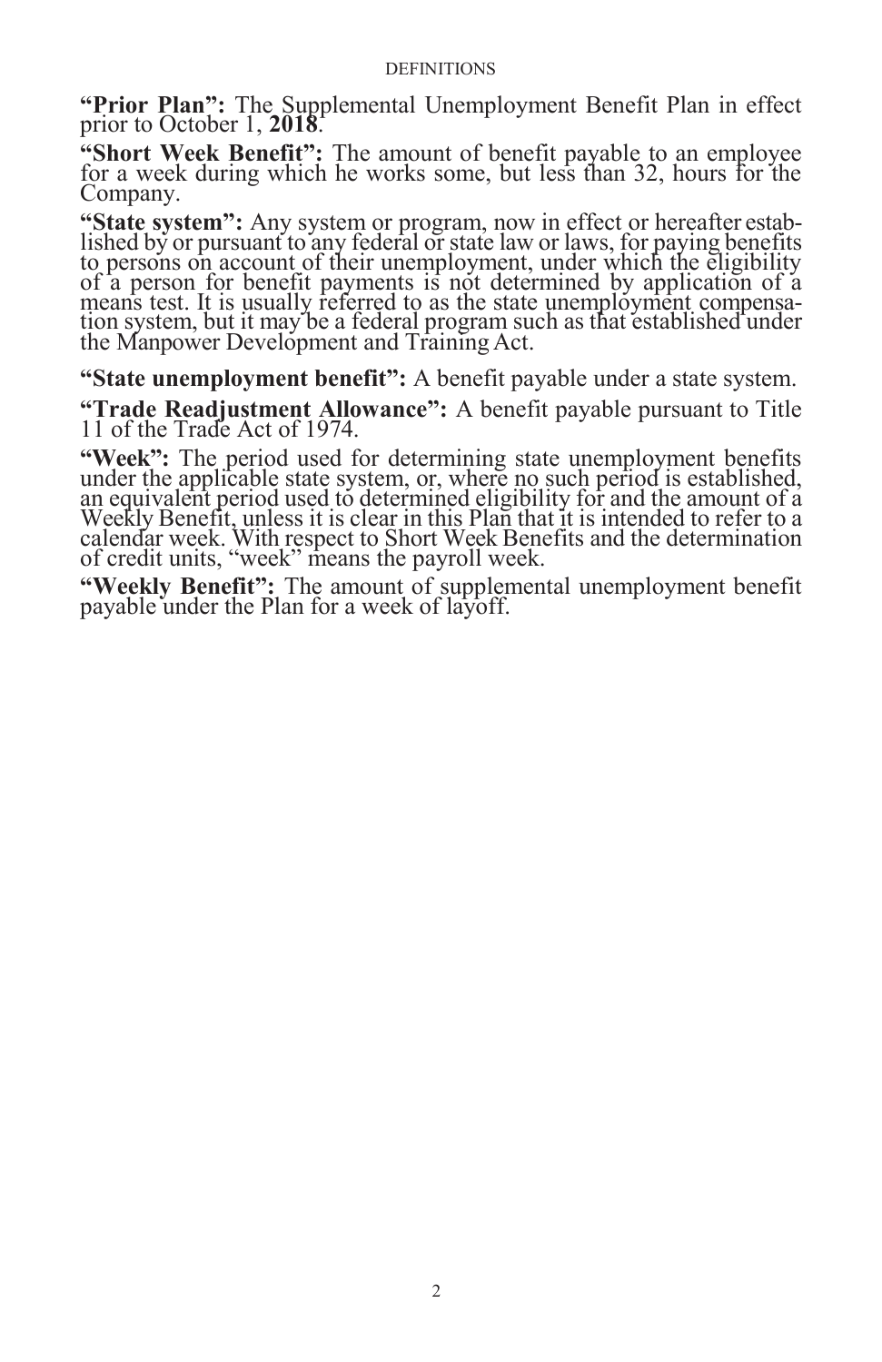**"Prior Plan":** The Supplemental Unemployment Benefit Plan in effect prior to October 1, **2018**.

**"Short Week Benefit":** The amount of benefit payable to an employee for a week during which he works some, but less than 32, hours for the Company.

**"State system":** Any system or program, now in effect or hereafter established by or pursuant to any federal or state law or laws, for paying benefits to persons on account of their unemployment, under which the eligibility of a person for benefit payments is not determined by application of a means test. It is usually referred to as the state unemployment compensation system, but it may be a federal program such as that established under the Manpower Development and Training Act.

**"State unemployment benefit":** A benefit payable under a state system.

**"Trade Readjustment Allowance":** A benefit payable pursuant to Title 11 of the Trade Act of 1974.

**"Week":** The period used for determining state unemployment benefits under the applicable state system, or, where no such period is established, an equivalent period used to determined eligibility for and the amount of a Weekly Benefit, unless it is clear in this Plan that it is intended to refer to a calendar week. With respect to Short Week Benefits and the determination of credit units, "week" means the payroll week.

**"Weekly Benefit":** The amount of supplemental unemployment benefit payable under the Plan for a week of layoff.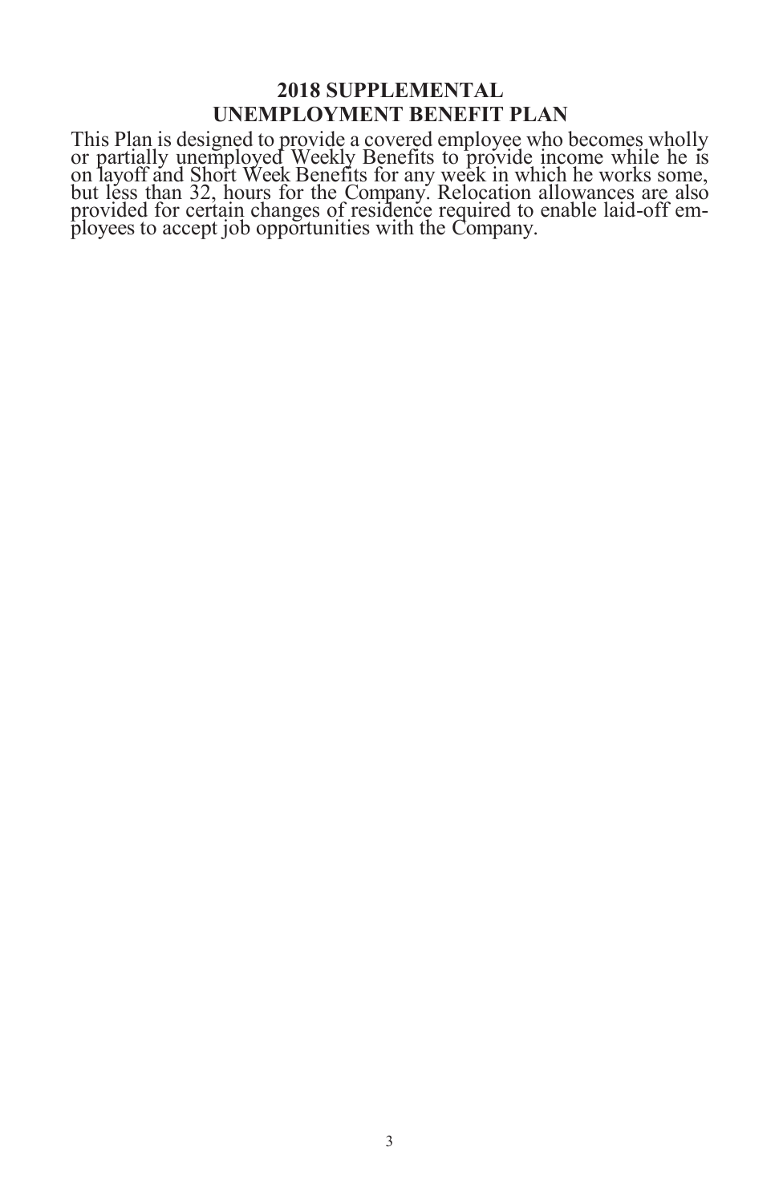# 2018 SUPPLEMENTAL UNEMPLOYMENT BENEFIT PLAN

This Plan is designed to provide a covered employee who becomes wholly or partially unemployed Weekly Benefits to provide income while he is on layoff and Short Week Benefits for any week in which he works some, but less than 32, hours for the Company. Relocation allowances are also provided for certain changes of residence required to enable laid-off employees to accept job opportunities with the Company.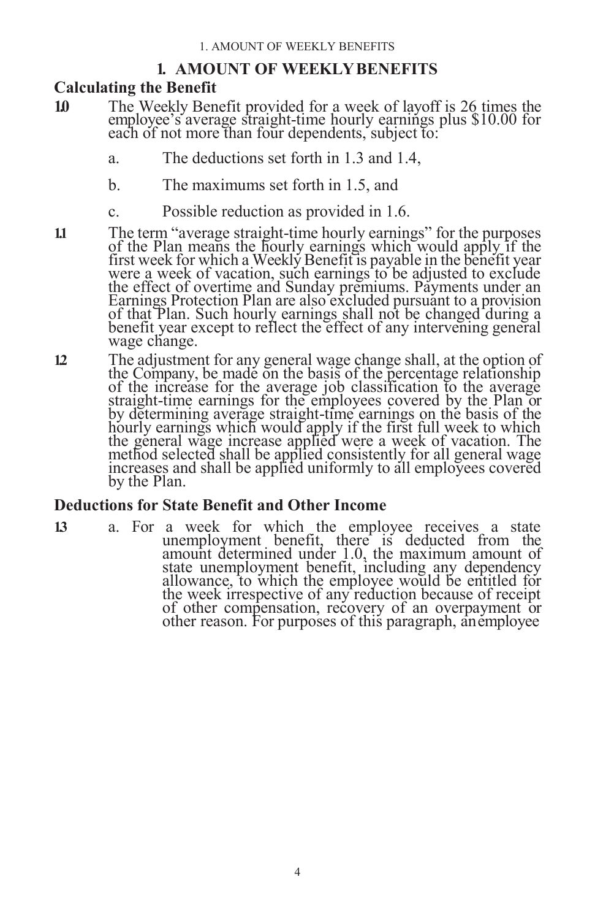## 1. AMOUNT OF WEEKLY BENEFITS

### Calculating the Benefit

**1.0** The Weekly Benefit provided for a week of layoff is 26 times the employee's average straight-time hourly earnings plus $10.00 for each of not more than four dependents, subject to:

a. The deductions set forth in 1.3 and 1.4,

b. The maximums set forth in 1.5, and

c. Possible reduction as provided in 1.6.

**1.1** The term "average straight-time hourly earnings" for the purposes of the Plan means the hourly earnings which would apply if the first week for which a Weekly Benefit is payable in the benefit year were a week of vacation, such earnings to be adjusted to exclude the effect of overtime and Sunday premiums. Payments under an Earnings Protection Plan are also excluded pursuant to a provision of that Plan. Such hourly earnings shall not be changed during a benefit year except to reflect the effect of any intervening general wage change.

**1.2** The adjustment for any general wage change shall, at the option of the Company, be made on the basis of the percentage relationship of the increase for the average job classification to the average straight-time earnings for the employees covered by the Plan or by determining average straight-time earnings on the basis of the hourly earnings which would apply if the first full week to which the general wage increase applied were a week of vacation. The method selected shall be applied consistently for all general wage increases and shall be applied uniformly to all employees covered by the Plan.

### Deductions for State Benefit and Other Income

**1.3** a. For a week for which the employee receives a state unemployment benefit, there is deducted from the amount determined under 1.0, the maximum amount of state unemployment benefit, including any dependency allowance, to which the employee would be entitled for the week irrespective of any reduction because of receipt of other compensation, recovery of an overpayment or other reason. For purposes of this paragraph, an employee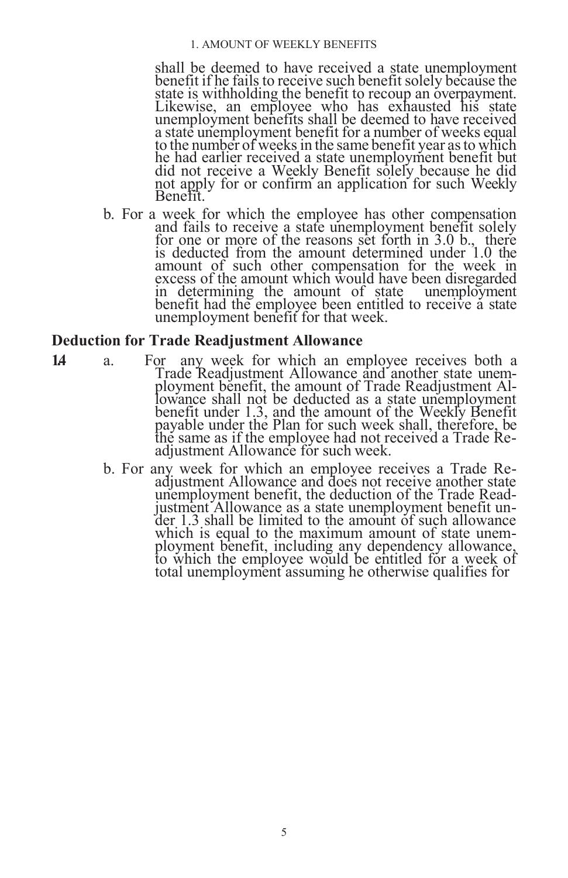shall be deemed to have received a state unemployment benefit if he fails to receive such benefit solely because the state is withholding the benefit to recoup an overpayment. Likewise, an employee who has exhausted his state unemployment benefits shall be deemed to have received a state unemployment benefit for a number of weeks equal to the number of weeks in the same benefit year as to which he had earlier received a state unemployment benefit but did not receive a Weekly Benefit solely because he did not apply for or confirm an application for such Weekly Benefit.

b. For a week for which the employee has other compensation and fails to receive a state unemployment benefit solely for one or more of the reasons set forth in 3.0 b., there is deducted from the amount determined under 1.0 the amount of such other compensation for the week in excess of the amount which would have been disregarded in determining the amount of state unemployment benefit had the employee been entitled to receive a state unemployment benefit for that week.

## Deduction for Trade Readjustment Allowance

**1.4** a. For any week for which an employee receives both a Trade Readjustment Allowance and another state unemployment benefit, the amount of Trade Readjustment Allowance shall not be deducted as a state unemployment benefit under 1.3, and the amount of the Weekly Benefit payable under the Plan for such week shall, therefore, be the same as if the employee had not received a Trade Readjustment Allowance for such week.

b. For any week for which an employee receives a Trade Readjustment Allowance and does not receive another state unemployment benefit, the deduction of the Trade Readjustment Allowance as a state unemployment benefit under 1.3 shall be limited to the amount of such allowance which is equal to the maximum amount of state unemployment benefit, including any dependency allowance, to which the employee would be entitled for a week of total unemployment assuming he otherwise qualifies for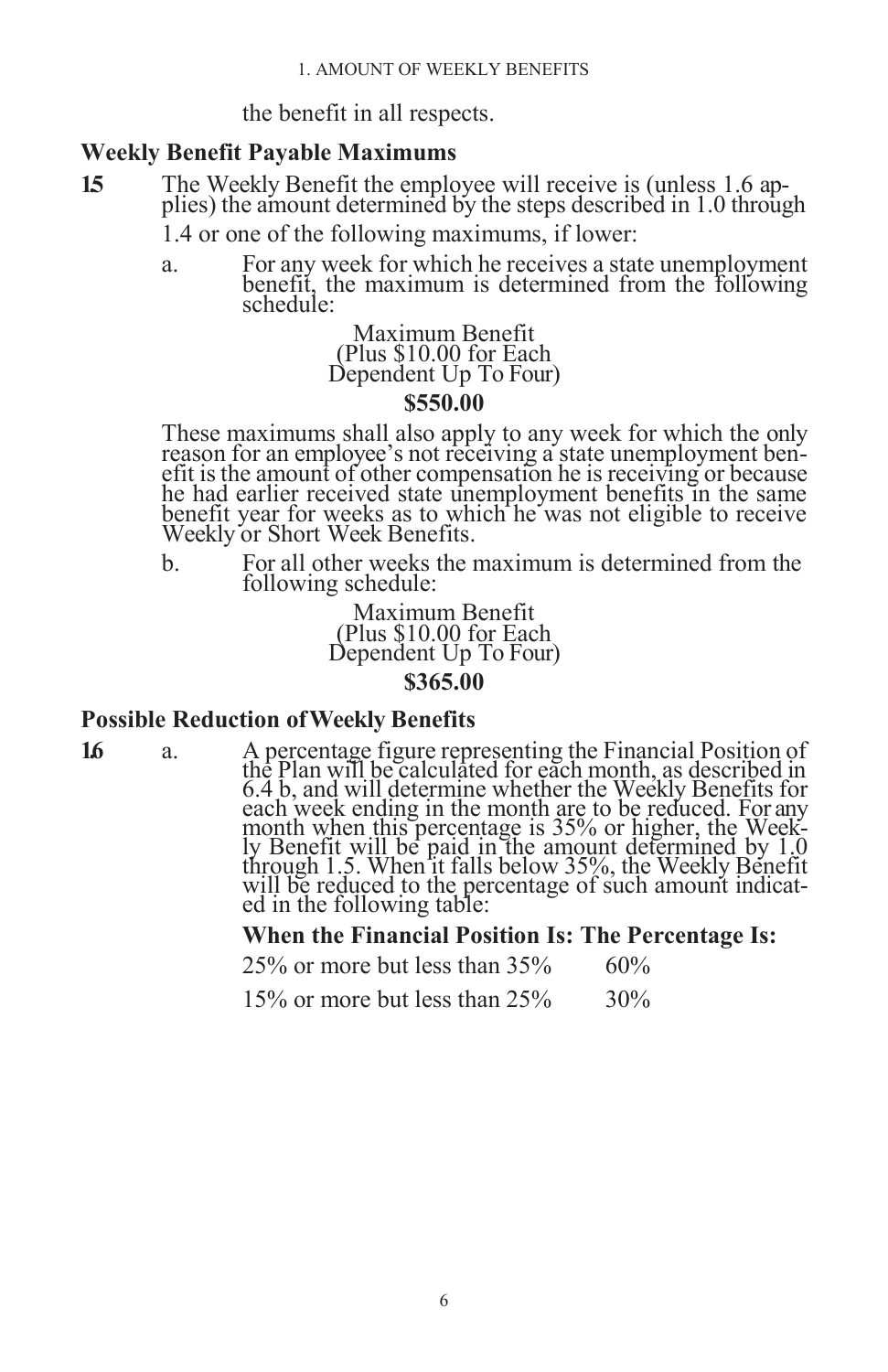the benefit in all respects.

### Weekly Benefit Payable Maximums

**1.5** The Weekly Benefit the employee will receive is (unless 1.6 applies) the amount determined by the steps described in 1.0 through 1.4 or one of the following maximums, if lower:

a. For any week for which he receives a state unemployment benefit, the maximum is determined from the following schedule:

Maximum Benefit
(Plus $10.00 for Each
Dependent Up To Four)

**$550.00**

These maximums shall also apply to any week for which the only reason for an employee's not receiving a state unemployment benefit is the amount of other compensation he is receiving or because he had earlier received state unemployment benefits in the same benefit year for weeks as to which he was not eligible to receive Weekly or Short Week Benefits.

b. For all other weeks the maximum is determined from the following schedule:

Maximum Benefit
(Plus $10.00 for Each
Dependent Up To Four)

**$365.00**

### Possible Reduction of Weekly Benefits

**1.6** a. A percentage figure representing the Financial Position of the Plan will be calculated for each month, as described in 6.4 b, and will determine whether the Weekly Benefits for each week ending in the month are to be reduced. For any month when this percentage is 35% or higher, the Weekly Benefit will be paid in the amount determined by 1.0 through 1.5. When it falls below 35%, the Weekly Benefit will be reduced to the percentage of such amount indicated in the following table:

| When the Financial Position Is: | The Percentage Is: |
|---|---|
| 25% or more but less than 35% | 60% |
| 15% or more but less than 25% | 30% |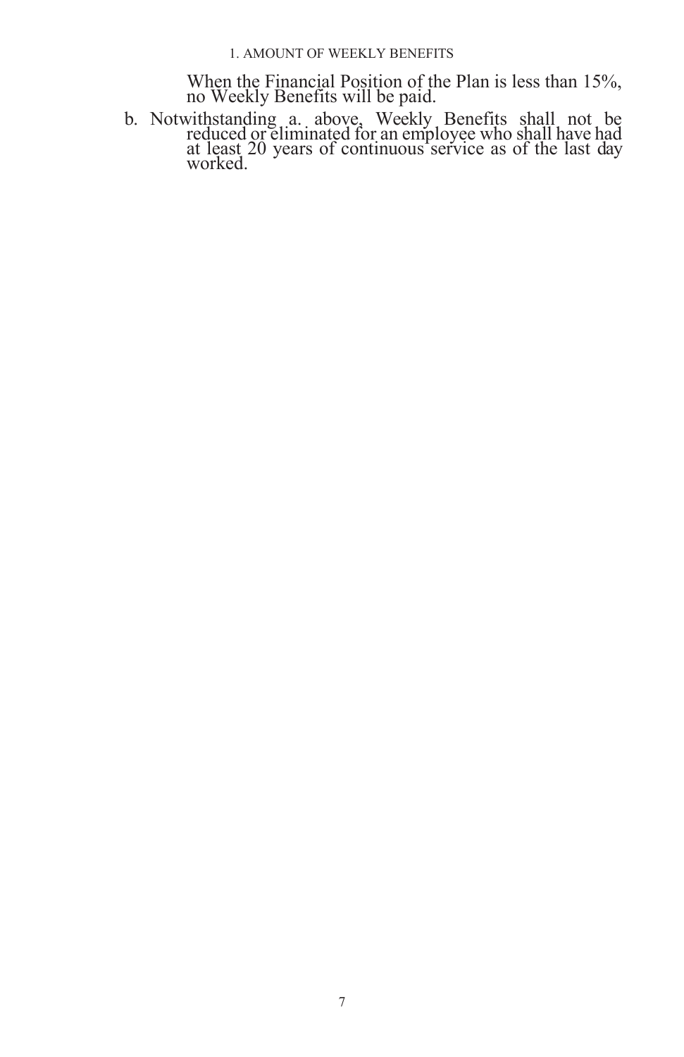When the Financial Position of the Plan is less than 15%, no Weekly Benefits will be paid.

b. Notwithstanding a. above, Weekly Benefits shall not be reduced or eliminated for an employee who shall have had at least 20 years of continuous service as of the last day worked.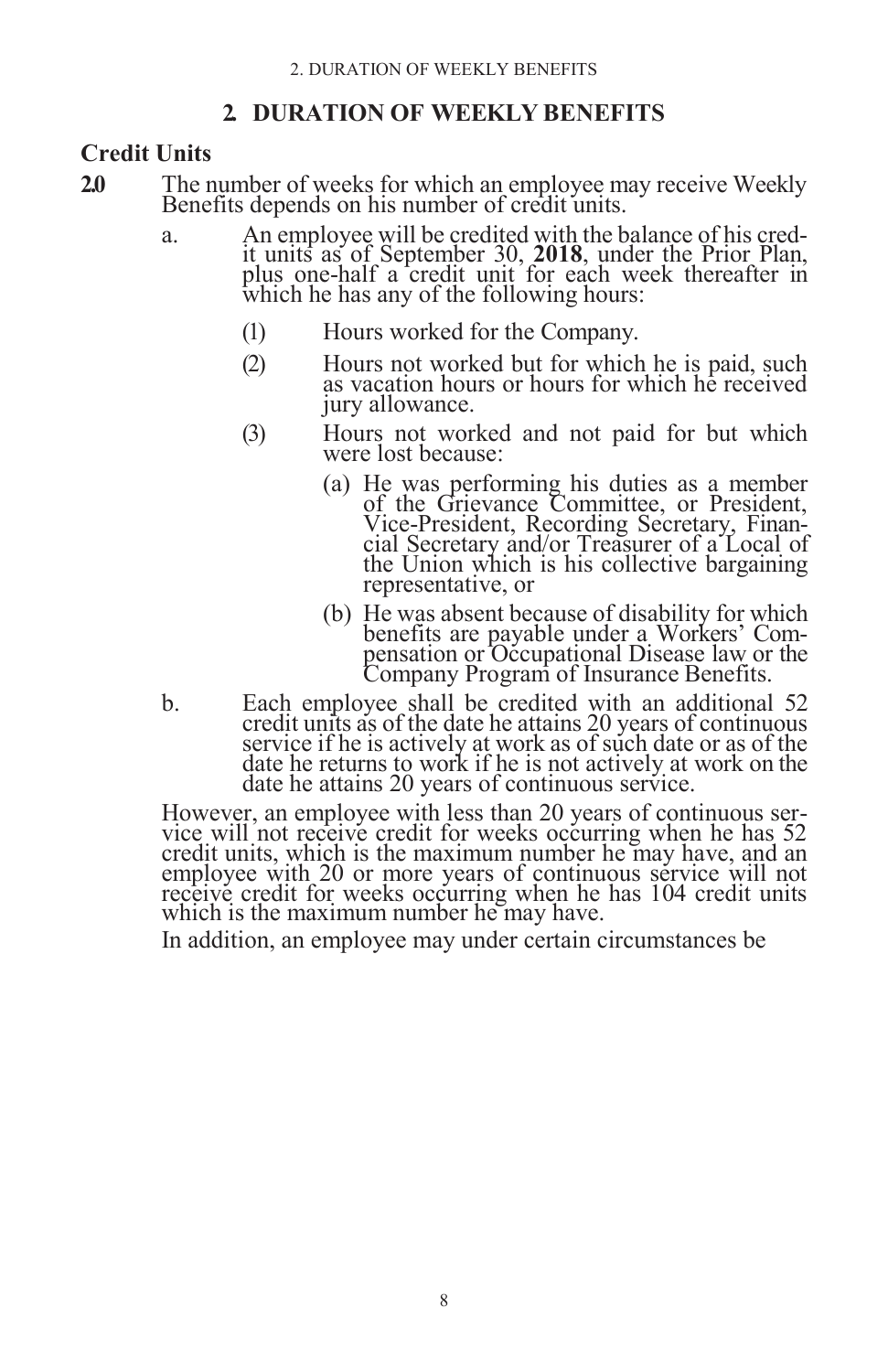## 2. DURATION OF WEEKLY BENEFITS

### Credit Units

**2.0** The number of weeks for which an employee may receive Weekly Benefits depends on his number of credit units.

a. An employee will be credited with the balance of his credit units as of September 30, **2018**, under the Prior Plan, plus one-half a credit unit for each week thereafter in which he has any of the following hours:

   (1) Hours worked for the Company.

   (2) Hours not worked but for which he is paid, such as vacation hours or hours for which he received jury allowance.

   (3) Hours not worked and not paid for but which were lost because:

      (a) He was performing his duties as a member of the Grievance Committee, or President, Vice-President, Recording Secretary, Financial Secretary and/or Treasurer of a Local of the Union which is his collective bargaining representative, or

      (b) He was absent because of disability for which benefits are payable under a Workers' Compensation or Occupational Disease law or the Company Program of Insurance Benefits.

b. Each employee shall be credited with an additional 52 credit units as of the date he attains 20 years of continuous service if he is actively at work as of such date or as of the date he returns to work if he is not actively at work on the date he attains 20 years of continuous service.

However, an employee with less than 20 years of continuous service will not receive credit for weeks occurring when he has 52 credit units, which is the maximum number he may have, and an employee with 20 or more years of continuous service will not receive credit for weeks occurring when he has 104 credit units which is the maximum number he may have.

In addition, an employee may under certain circumstances be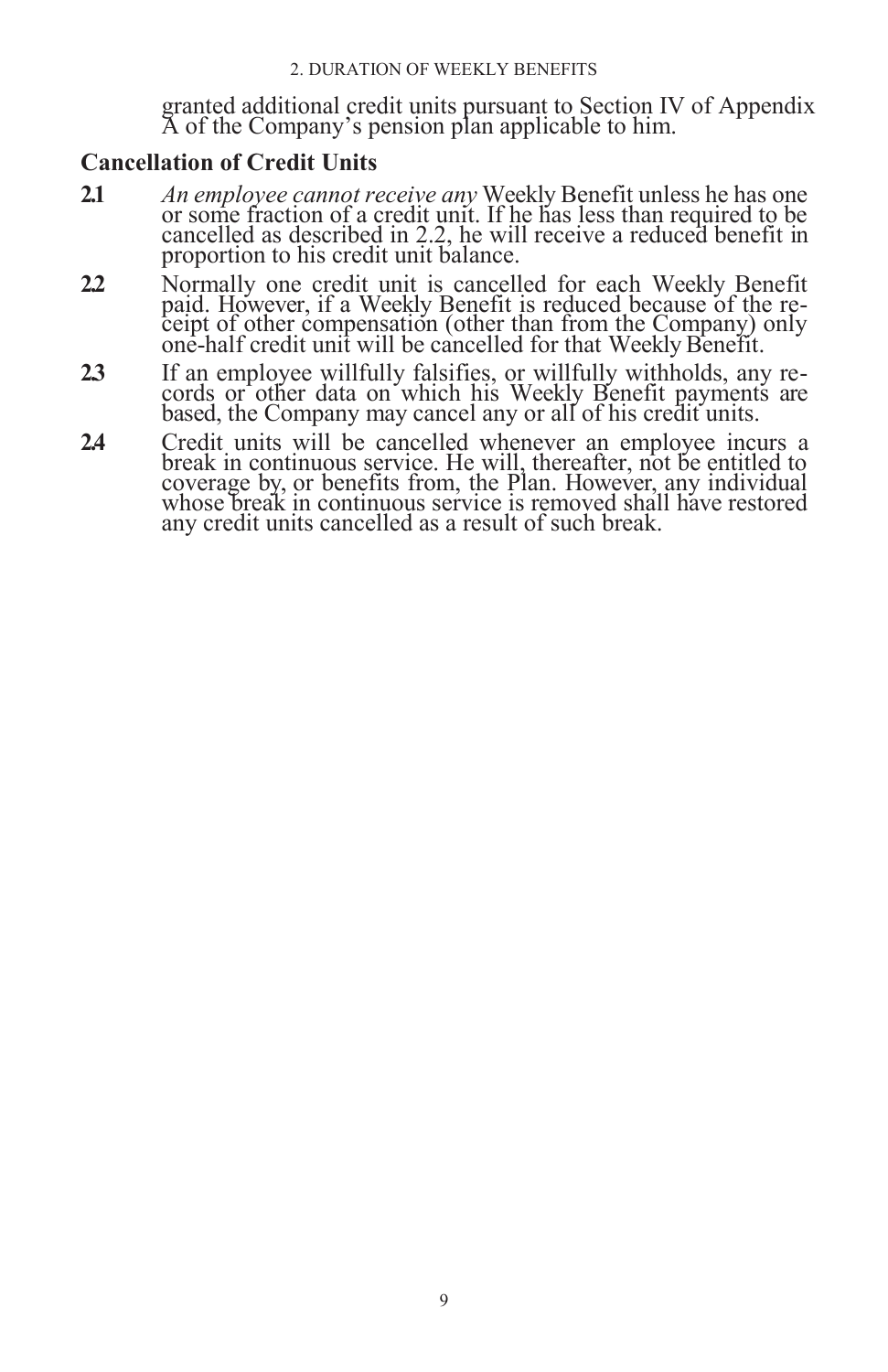granted additional credit units pursuant to Section IV of Appendix A of the Company's pension plan applicable to him.

## Cancellation of Credit Units

**2.1** *An employee cannot receive any* Weekly Benefit unless he has one or some fraction of a credit unit. If he has less than required to be cancelled as described in 2.2, he will receive a reduced benefit in proportion to his credit unit balance.

**2.2** Normally one credit unit is cancelled for each Weekly Benefit paid. However, if a Weekly Benefit is reduced because of the receipt of other compensation (other than from the Company) only one-half credit unit will be cancelled for that Weekly Benefit.

**2.3** If an employee willfully falsifies, or willfully withholds, any records or other data on which his Weekly Benefit payments are based, the Company may cancel any or all of his credit units.

**2.4** Credit units will be cancelled whenever an employee incurs a break in continuous service. He will, thereafter, not be entitled to coverage by, or benefits from, the Plan. However, any individual whose break in continuous service is removed shall have restored any credit units cancelled as a result of such break.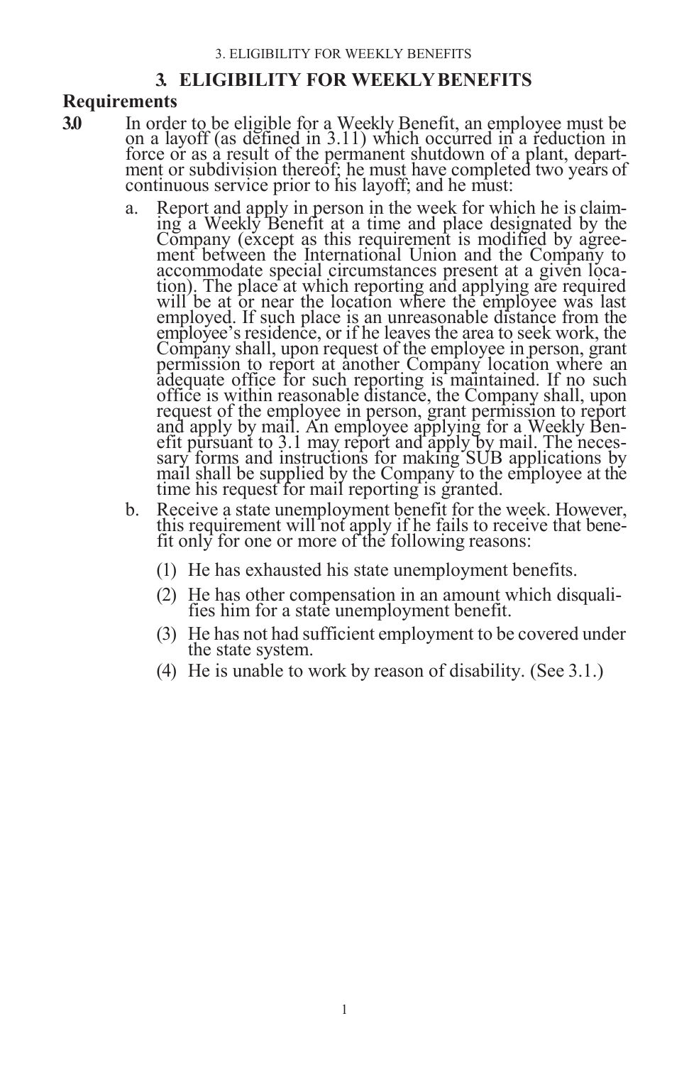## 3. ELIGIBILITY FOR WEEKLY BENEFITS

### Requirements

**3.0** In order to be eligible for a Weekly Benefit, an employee must be on a layoff (as defined in 3.11) which occurred in a reduction in force or as a result of the permanent shutdown of a plant, department or subdivision thereof; he must have completed two years of continuous service prior to his layoff; and he must:

a. Report and apply in person in the week for which he is claiming a Weekly Benefit at a time and place designated by the Company (except as this requirement is modified by agreement between the International Union and the Company to accommodate special circumstances present at a given location). The place at which reporting and applying are required will be at or near the location where the employee was last employed. If such place is an unreasonable distance from the employee's residence, or if he leaves the area to seek work, the Company shall, upon request of the employee in person, grant permission to report at another Company location where an adequate office for such reporting is maintained. If no such office is within reasonable distance, the Company shall, upon request of the employee in person, grant permission to report and apply by mail. An employee applying for a Weekly Benefit pursuant to 3.1 may report and apply by mail. The necessary forms and instructions for making SUB applications by mail shall be supplied by the Company to the employee at the time his request for mail reporting is granted.

b. Receive a state unemployment benefit for the week. However, this requirement will not apply if he fails to receive that benefit only for one or more of the following reasons:

   (1) He has exhausted his state unemployment benefits.

   (2) He has other compensation in an amount which disqualifies him for a state unemployment benefit.

   (3) He has not had sufficient employment to be covered under the state system.

   (4) He is unable to work by reason of disability. (See 3.1.)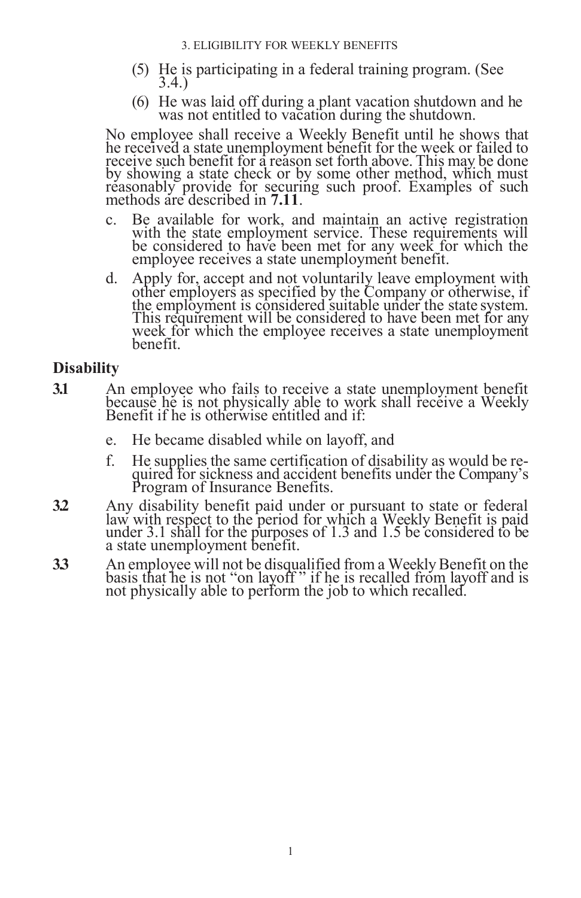(5) He is participating in a federal training program. (See 3.4.)

(6) He was laid off during a plant vacation shutdown and he was not entitled to vacation during the shutdown.

No employee shall receive a Weekly Benefit until he shows that he received a state unemployment benefit for the week or failed to receive such benefit for a reason set forth above. This may be done by showing a state check or by some other method, which must reasonably provide for securing such proof. Examples of such methods are described in **7.11**.

c. Be available for work, and maintain an active registration with the state employment service. These requirements will be considered to have been met for any week for which the employee receives a state unemployment benefit.

d. Apply for, accept and not voluntarily leave employment with other employers as specified by the Company or otherwise, if the employment is considered suitable under the state system. This requirement will be considered to have been met for any week for which the employee receives a state unemployment benefit.

## Disability

**3.1** An employee who fails to receive a state unemployment benefit because he is not physically able to work shall receive a Weekly Benefit if he is otherwise entitled and if:

e. He became disabled while on layoff, and

f. He supplies the same certification of disability as would be required for sickness and accident benefits under the Company's Program of Insurance Benefits.

**3.2** Any disability benefit paid under or pursuant to state or federal law with respect to the period for which a Weekly Benefit is paid under 3.1 shall for the purposes of 1.3 and 1.5 be considered to be a state unemployment benefit.

**3.3** An employee will not be disqualified from a Weekly Benefit on the basis that he is not "on layoff" if he is recalled from layoff and is not physically able to perform the job to which recalled.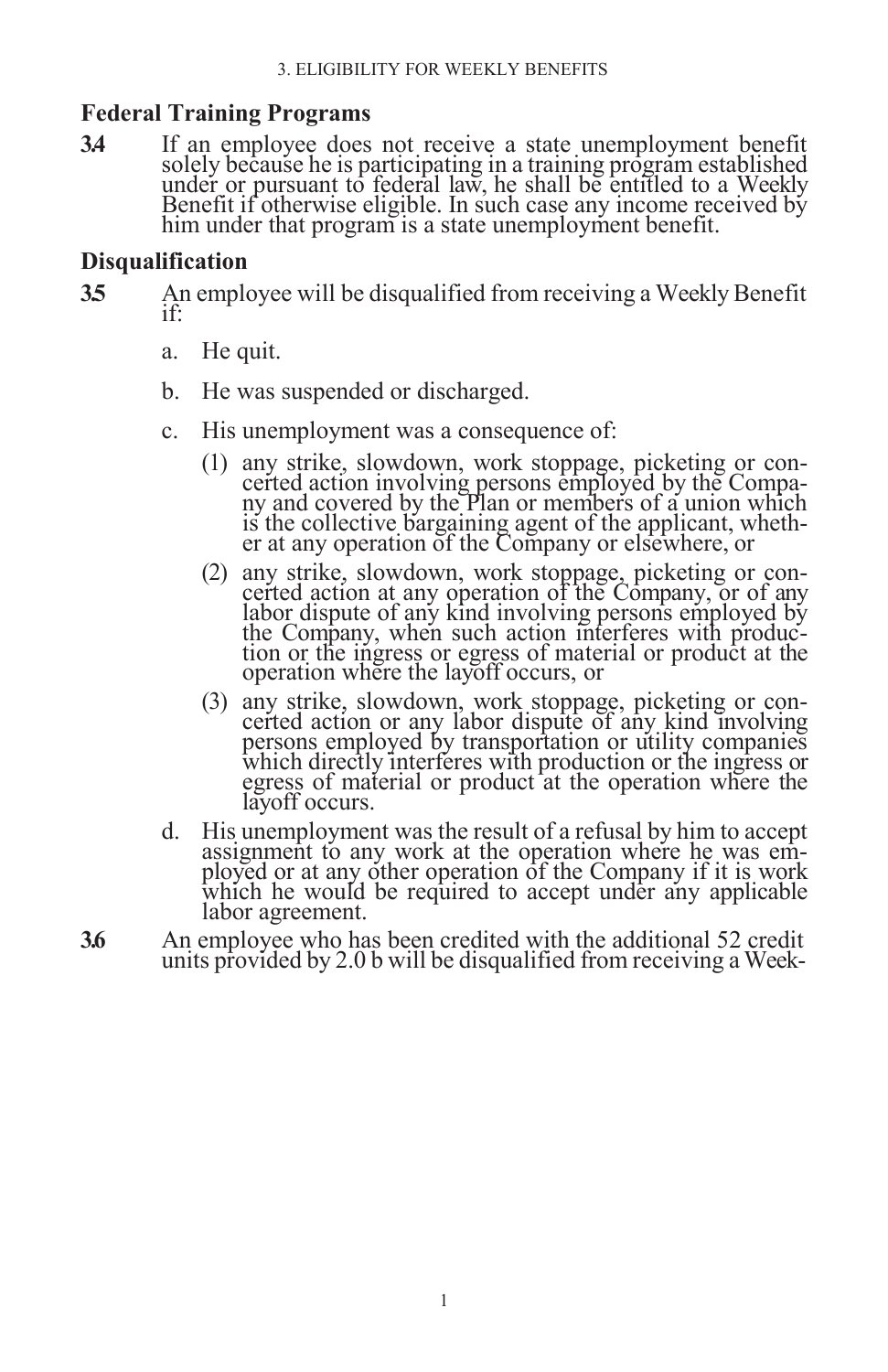## Federal Training Programs

**3.4** If an employee does not receive a state unemployment benefit solely because he is participating in a training program established under or pursuant to federal law, he shall be entitled to a Weekly Benefit if otherwise eligible. In such case any income received by him under that program is a state unemployment benefit.

## Disqualification

**3.5** An employee will be disqualified from receiving a Weekly Benefit if:

a. He quit.

b. He was suspended or discharged.

c. His unemployment was a consequence of:

(1) any strike, slowdown, work stoppage, picketing or concerted action involving persons employed by the Company and covered by the Plan or members of a union which is the collective bargaining agent of the applicant, whether at any operation of the Company or elsewhere, or

(2) any strike, slowdown, work stoppage, picketing or concerted action at any operation of the Company, or of any labor dispute of any kind involving persons employed by the Company, when such action interferes with production or the ingress or egress of material or product at the operation where the layoff occurs, or

(3) any strike, slowdown, work stoppage, picketing or concerted action or any labor dispute of any kind involving persons employed by transportation or utility companies which directly interferes with production or the ingress or egress of material or product at the operation where the layoff occurs.

d. His unemployment was the result of a refusal by him to accept assignment to any work at the operation where he was employed or at any other operation of the Company if it is work which he would be required to accept under any applicable labor agreement.

**3.6** An employee who has been credited with the additional 52 credit units provided by 2.0 b will be disqualified from receiving a Week-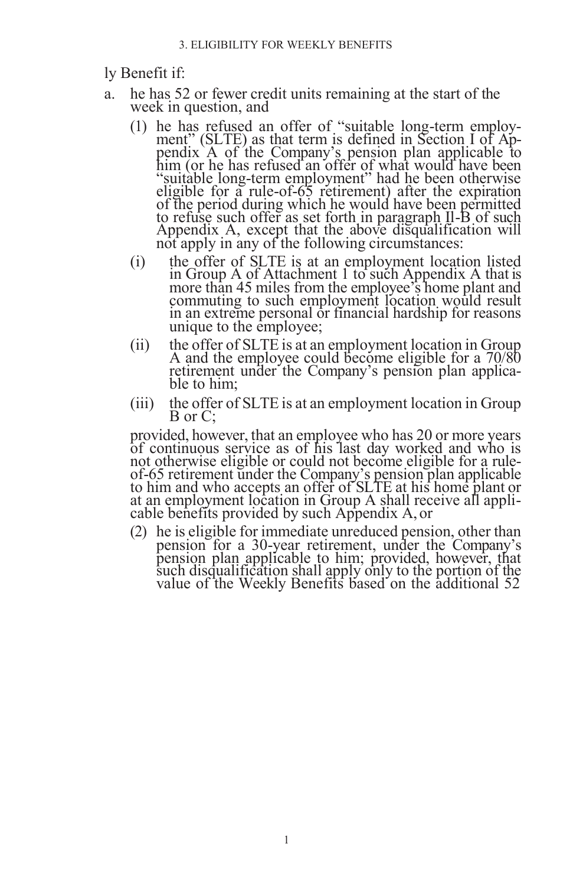ly Benefit if:

a. he has 52 or fewer credit units remaining at the start of the week in question, and

   (1) he has refused an offer of "suitable long-term employment" (SLTE) as that term is defined in Section I of Appendix A of the Company's pension plan applicable to him (or he has refused an offer of what would have been "suitable long-term employment" had he been otherwise eligible for a rule-of-65 retirement) after the expiration of the period during which he would have been permitted to refuse such offer as set forth in paragraph II-B of such Appendix A, except that the above disqualification will not apply in any of the following circumstances:

   (i) the offer of SLTE is at an employment location listed in Group A of Attachment 1 to such Appendix A that is more than 45 miles from the employee's home plant and commuting to such employment location would result in an extreme personal or financial hardship for reasons unique to the employee;

   (ii) the offer of SLTE is at an employment location in Group A and the employee could become eligible for a 70/80 retirement under the Company's pension plan applicable to him;

   (iii) the offer of SLTE is at an employment location in Group B or C;

   provided, however, that an employee who has 20 or more years of continuous service as of his last day worked and who is not otherwise eligible or could not become eligible for a rule-of-65 retirement under the Company's pension plan applicable to him and who accepts an offer of SLTE at his home plant or at an employment location in Group A shall receive all applicable benefits provided by such Appendix A, or

   (2) he is eligible for immediate unreduced pension, other than pension for a 30-year retirement, under the Company's pension plan applicable to him; provided, however, that such disqualification shall apply only to the portion of the value of the Weekly Benefits based on the additional 52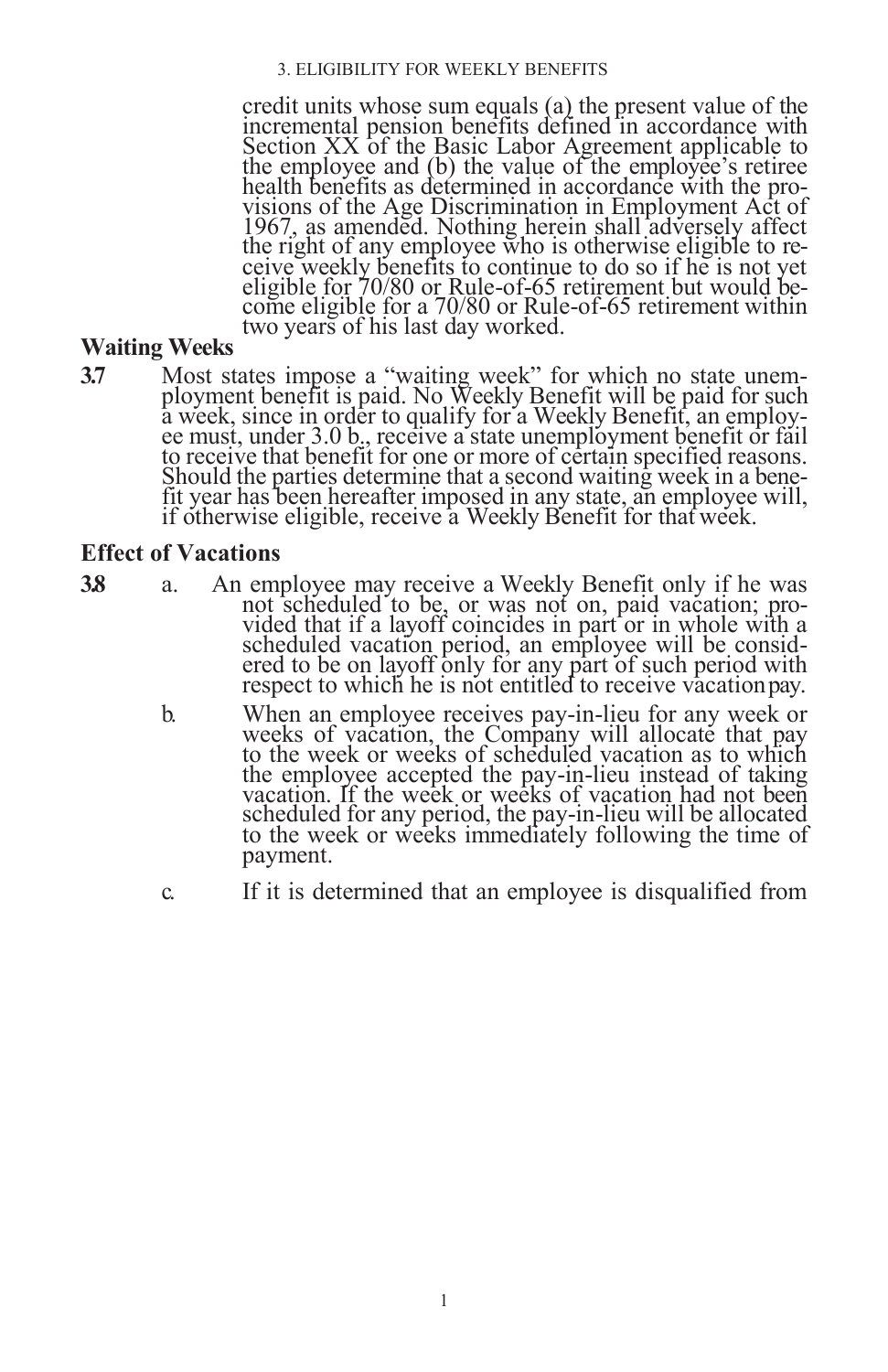credit units whose sum equals (a) the present value of the incremental pension benefits defined in accordance with Section XX of the Basic Labor Agreement applicable to the employee and (b) the value of the employee's retiree health benefits as determined in accordance with the provisions of the Age Discrimination in Employment Act of 1967, as amended. Nothing herein shall adversely affect the right of any employee who is otherwise eligible to receive weekly benefits to continue to do so if he is not yet eligible for 70/80 or Rule-of-65 retirement but would become eligible for a 70/80 or Rule-of-65 retirement within two years of his last day worked.

### Waiting Weeks

**3.7** Most states impose a "waiting week" for which no state unemployment benefit is paid. No Weekly Benefit will be paid for such a week, since in order to qualify for a Weekly Benefit, an employee must, under 3.0 b., receive a state unemployment benefit or fail to receive that benefit for one or more of certain specified reasons. Should the parties determine that a second waiting week in a benefit year has been hereafter imposed in any state, an employee will, if otherwise eligible, receive a Weekly Benefit for that week.

### Effect of Vacations

**3.8**

a. An employee may receive a Weekly Benefit only if he was not scheduled to be, or was not on, paid vacation; provided that if a layoff coincides in part or in whole with a scheduled vacation period, an employee will be considered to be on layoff only for any part of such period with respect to which he is not entitled to receive vacation pay.

b. When an employee receives pay-in-lieu for any week or weeks of vacation, the Company will allocate that pay to the week or weeks of scheduled vacation as to which the employee accepted the pay-in-lieu instead of taking vacation. If the week or weeks of vacation had not been scheduled for any period, the pay-in-lieu will be allocated to the week or weeks immediately following the time of payment.

c. If it is determined that an employee is disqualified from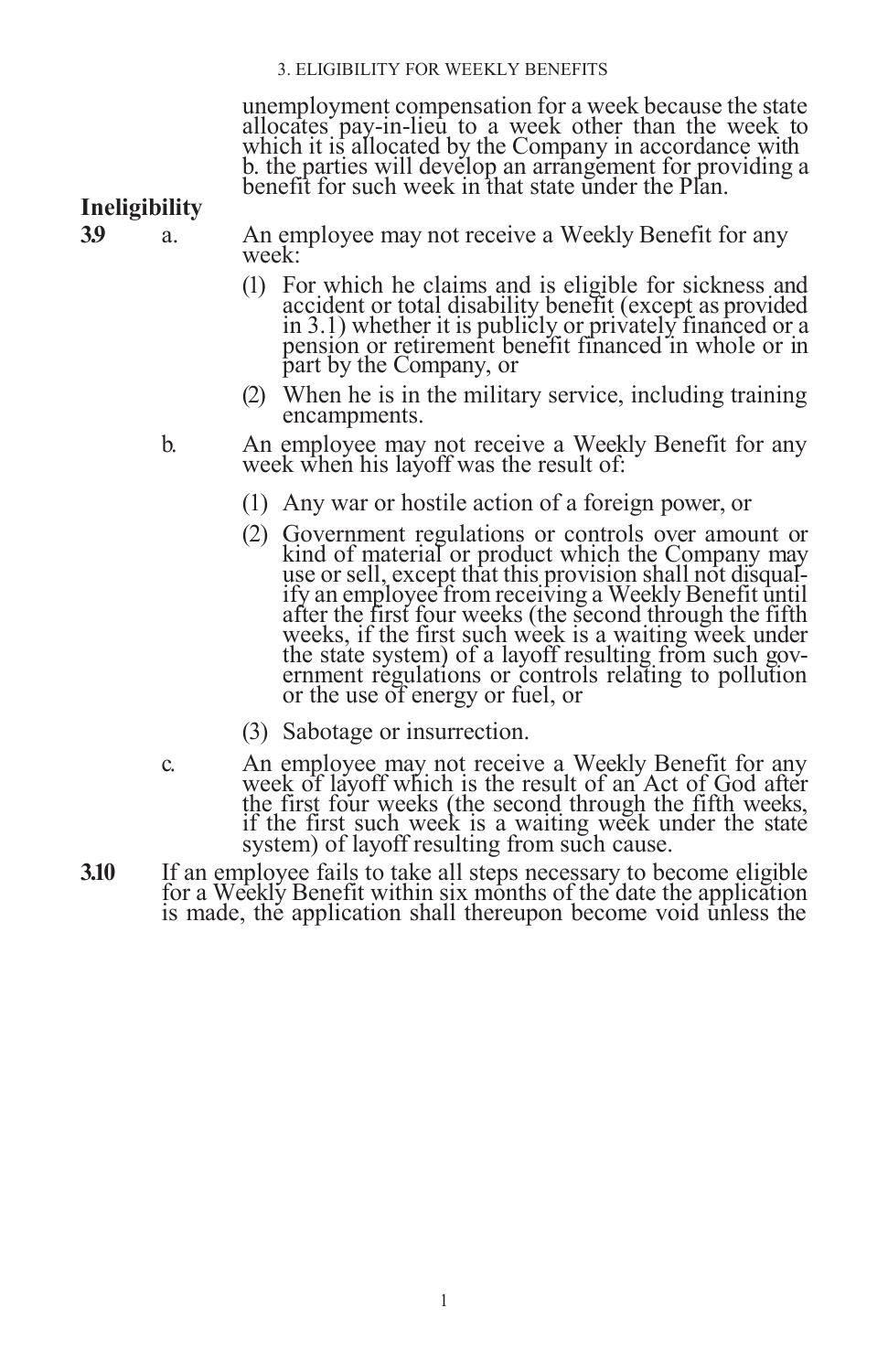unemployment compensation for a week because the state allocates pay-in-lieu to a week other than the week to which it is allocated by the Company in accordance with b. the parties will develop an arrangement for providing a benefit for such week in that state under the Plan.

**Ineligibility**

**3.9** a. An employee may not receive a Weekly Benefit for any week:

(1) For which he claims and is eligible for sickness and accident or total disability benefit (except as provided in 3.1) whether it is publicly or privately financed or a pension or retirement benefit financed in whole or in part by the Company, or

(2) When he is in the military service, including training encampments.

b. An employee may not receive a Weekly Benefit for any week when his layoff was the result of:

(1) Any war or hostile action of a foreign power, or

(2) Government regulations or controls over amount or kind of material or product which the Company may use or sell, except that this provision shall not disqualify an employee from receiving a Weekly Benefit until after the first four weeks (the second through the fifth weeks, if the first such week is a waiting week under the state system) of a layoff resulting from such government regulations or controls relating to pollution or the use of energy or fuel, or

(3) Sabotage or insurrection.

c. An employee may not receive a Weekly Benefit for any week of layoff which is the result of an Act of God after the first four weeks (the second through the fifth weeks, if the first such week is a waiting week under the state system) of layoff resulting from such cause.

**3.10** If an employee fails to take all steps necessary to become eligible for a Weekly Benefit within six months of the date the application is made, the application shall thereupon become void unless the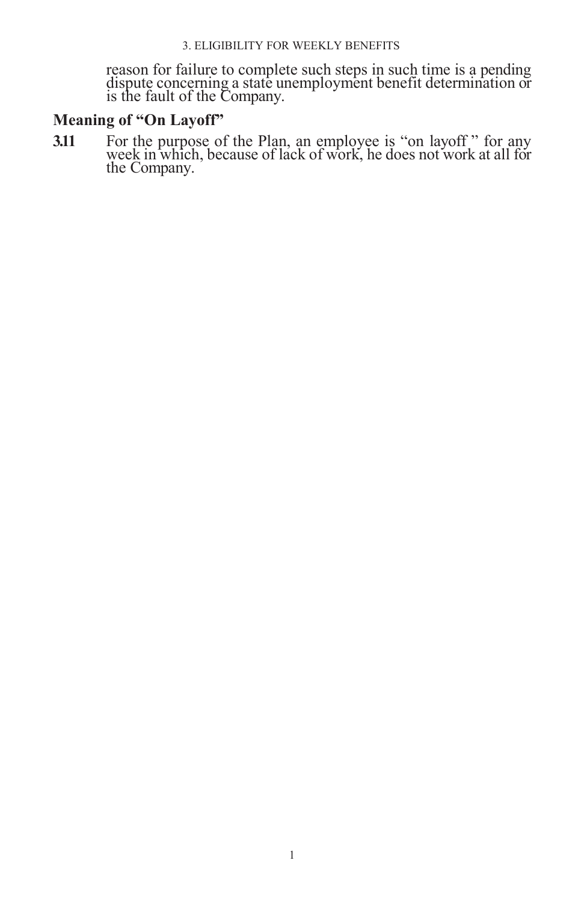reason for failure to complete such steps in such time is a pending dispute concerning a state unemployment benefit determination or is the fault of the Company.

## Meaning of "On Layoff"

**3.11** For the purpose of the Plan, an employee is "on layoff" for any week in which, because of lack of work, he does not work at all for the Company.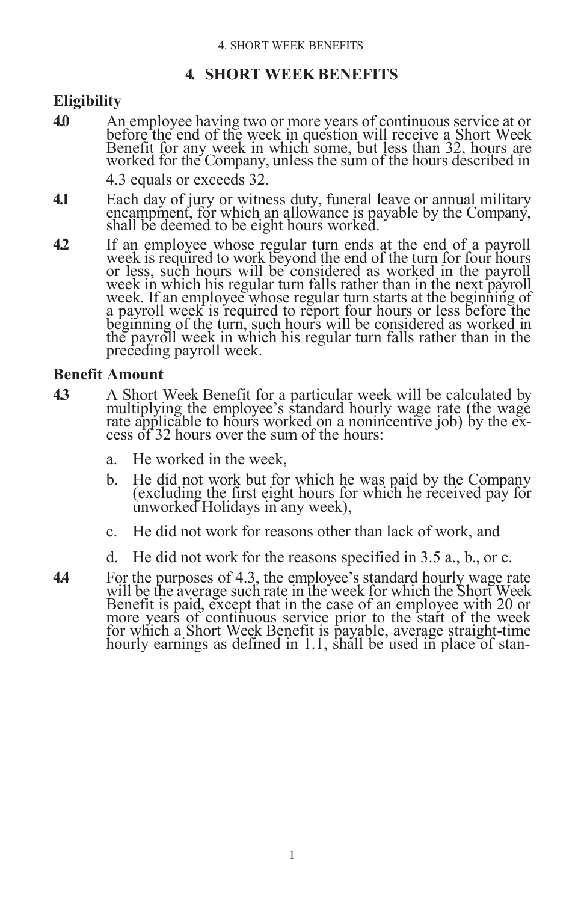# 4. SHORT WEEK BENEFITS

## Eligibility

**4.0** An employee having two or more years of continuous service at or before the end of the week in question will receive a Short Week Benefit for any week in which some, but less than 32, hours are worked for the Company, unless the sum of the hours described in 4.3 equals or exceeds 32.

**4.1** Each day of jury or witness duty, funeral leave or annual military encampment, for which an allowance is payable by the Company, shall be deemed to be eight hours worked.

**4.2** If an employee whose regular turn ends at the end of a payroll week is required to work beyond the end of the turn for four hours or less, such hours will be considered as worked in the payroll week in which his regular turn falls rather than in the next payroll week. If an employee whose regular turn starts at the beginning of a payroll week is required to report four hours or less before the beginning of the turn, such hours will be considered as worked in the payroll week in which his regular turn falls rather than in the preceding payroll week.

## Benefit Amount

**4.3** A Short Week Benefit for a particular week will be calculated by multiplying the employee's standard hourly wage rate (the wage rate applicable to hours worked on a nonincentive job) by the excess of 32 hours over the sum of the hours:

a. He worked in the week,

b. He did not work but for which he was paid by the Company (excluding the first eight hours for which he received pay for unworked Holidays in any week),

c. He did not work for reasons other than lack of work, and

d. He did not work for the reasons specified in 3.5 a., b., or c.

**4.4** For the purposes of 4.3, the employee's standard hourly wage rate will be the average such rate in the week for which the Short Week Benefit is paid, except that in the case of an employee with 20 or more years of continuous service prior to the start of the week for which a Short Week Benefit is payable, average straight-time hourly earnings as defined in 1.1, shall be used in place of stan-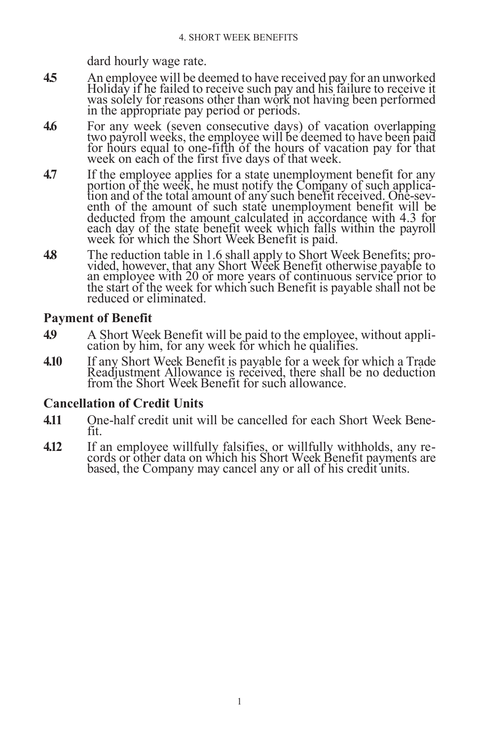dard hourly wage rate.

**4.5** An employee will be deemed to have received pay for an unworked Holiday if he failed to receive such pay and his failure to receive it was solely for reasons other than work not having been performed in the appropriate pay period or periods.

**4.6** For any week (seven consecutive days) of vacation overlapping two payroll weeks, the employee will be deemed to have been paid for hours equal to one-fifth of the hours of vacation pay for that week on each of the first five days of that week.

**4.7** If the employee applies for a state unemployment benefit for any portion of the week, he must notify the Company of such application and of the total amount of any such benefit received. One-seventh of the amount of such state unemployment benefit will be deducted from the amount calculated in accordance with 4.3 for each day of the state benefit week which falls within the payroll week for which the Short Week Benefit is paid.

**4.8** The reduction table in 1.6 shall apply to Short Week Benefits; provided, however, that any Short Week Benefit otherwise payable to an employee with 20 or more years of continuous service prior to the start of the week for which such Benefit is payable shall not be reduced or eliminated.

## Payment of Benefit

**4.9** A Short Week Benefit will be paid to the employee, without application by him, for any week for which he qualifies.

**4.10** If any Short Week Benefit is payable for a week for which a Trade Readjustment Allowance is received, there shall be no deduction from the Short Week Benefit for such allowance.

## Cancellation of Credit Units

**4.11** One-half credit unit will be cancelled for each Short Week Benefit.

**4.12** If an employee willfully falsifies, or willfully withholds, any records or other data on which his Short Week Benefit payments are based, the Company may cancel any or all of his credit units.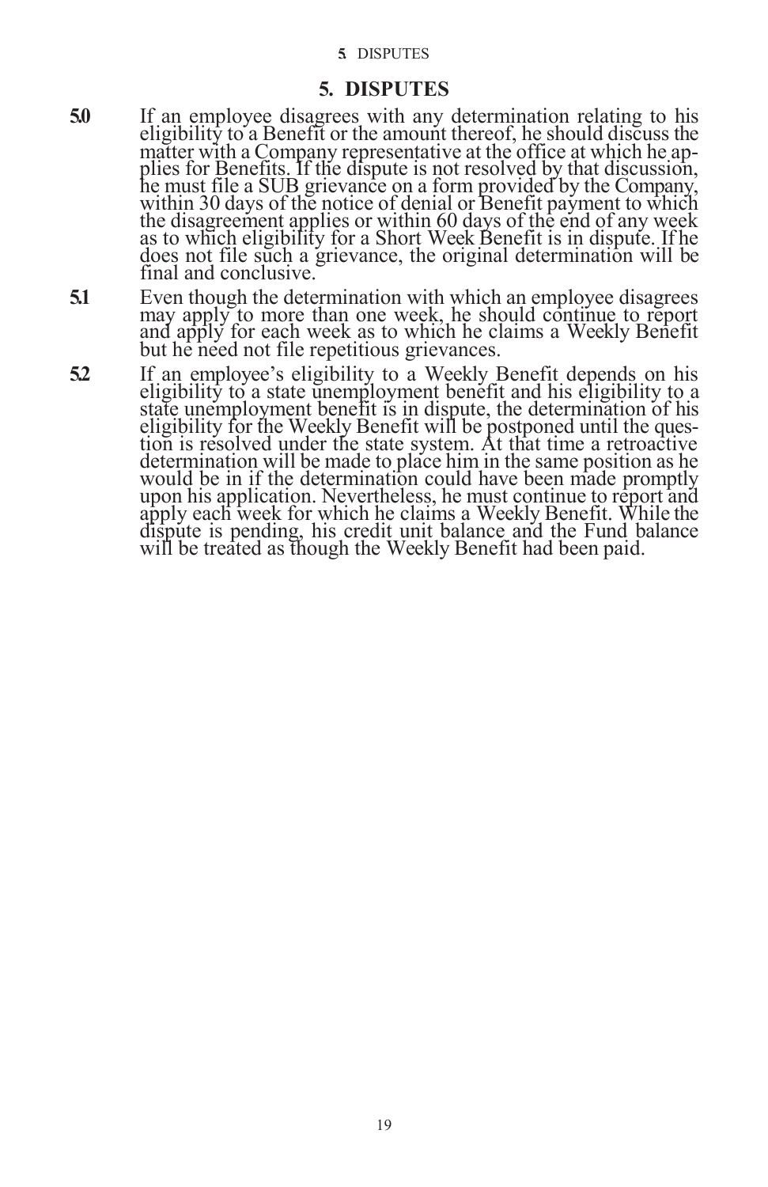## 5. DISPUTES

**5.0** If an employee disagrees with any determination relating to his eligibility to a Benefit or the amount thereof, he should discuss the matter with a Company representative at the office at which he applies for Benefits. If the dispute is not resolved by that discussion, he must file a SUB grievance on a form provided by the Company, within 30 days of the notice of denial or Benefit payment to which the disagreement applies or within 60 days of the end of any week as to which eligibility for a Short Week Benefit is in dispute. If he does not file such a grievance, the original determination will be final and conclusive.

**5.1** Even though the determination with which an employee disagrees may apply to more than one week, he should continue to report and apply for each week as to which he claims a Weekly Benefit but he need not file repetitious grievances.

**5.2** If an employee's eligibility to a Weekly Benefit depends on his eligibility to a state unemployment benefit and his eligibility to a state unemployment benefit is in dispute, the determination of his eligibility for the Weekly Benefit will be postponed until the question is resolved under the state system. At that time a retroactive determination will be made to place him in the same position as he would be in if the determination could have been made promptly upon his application. Nevertheless, he must continue to report and apply each week for which he claims a Weekly Benefit. While the dispute is pending, his credit unit balance and the Fund balance will be treated as though the Weekly Benefit had been paid.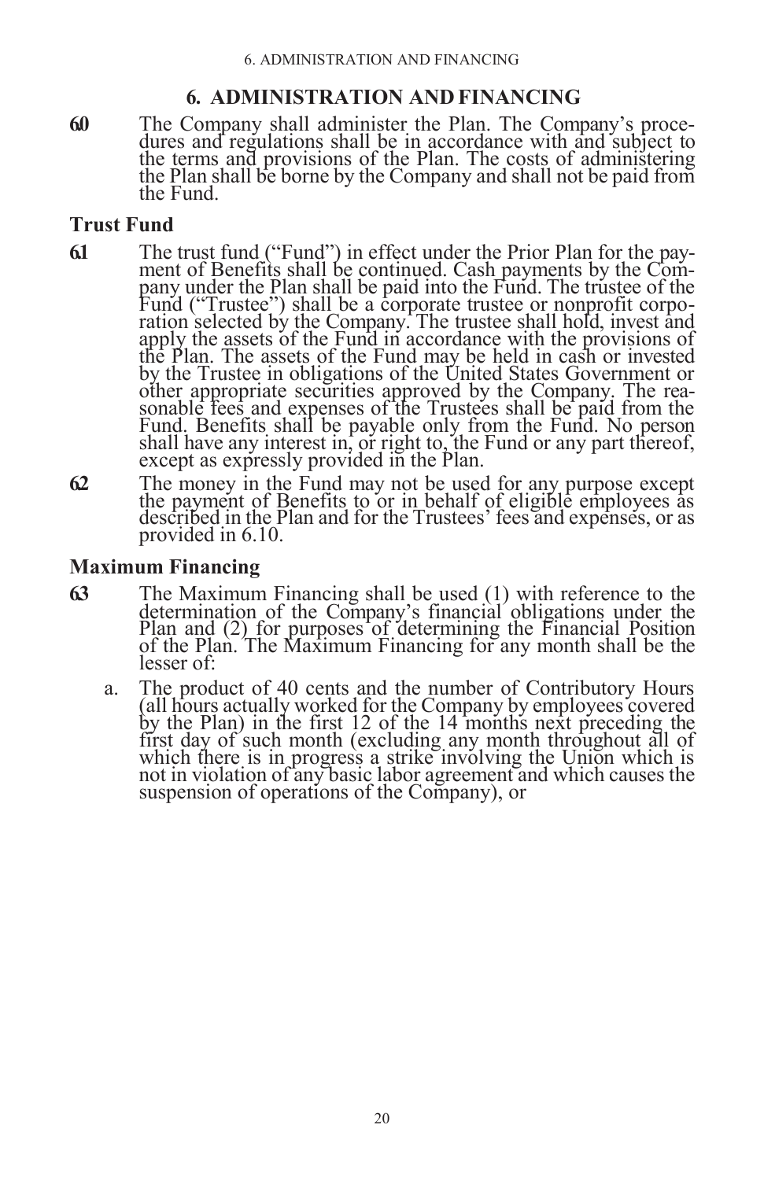## 6. ADMINISTRATION AND FINANCING

**6.0** The Company shall administer the Plan. The Company's procedures and regulations shall be in accordance with and subject to the terms and provisions of the Plan. The costs of administering the Plan shall be borne by the Company and shall not be paid from the Fund.

### Trust Fund

**6.1** The trust fund ("Fund") in effect under the Prior Plan for the payment of Benefits shall be continued. Cash payments by the Company under the Plan shall be paid into the Fund. The trustee of the Fund ("Trustee") shall be a corporate trustee or nonprofit corporation selected by the Company. The trustee shall hold, invest and apply the assets of the Fund in accordance with the provisions of the Plan. The assets of the Fund may be held in cash or invested by the Trustee in obligations of the United States Government or other appropriate securities approved by the Company. The reasonable fees and expenses of the Trustees shall be paid from the Fund. Benefits shall be payable only from the Fund. No person shall have any interest in, or right to, the Fund or any part thereof, except as expressly provided in the Plan.

**6.2** The money in the Fund may not be used for any purpose except the payment of Benefits to or in behalf of eligible employees as described in the Plan and for the Trustees' fees and expenses, or as provided in 6.10.

### Maximum Financing

**6.3** The Maximum Financing shall be used (1) with reference to the determination of the Company's financial obligations under the Plan and (2) for purposes of determining the Financial Position of the Plan. The Maximum Financing for any month shall be the lesser of:

a. The product of 40 cents and the number of Contributory Hours (all hours actually worked for the Company by employees covered by the Plan) in the first 12 of the 14 months next preceding the first day of such month (excluding any month throughout all of which there is in progress a strike involving the Union which is not in violation of any basic labor agreement and which causes the suspension of operations of the Company), or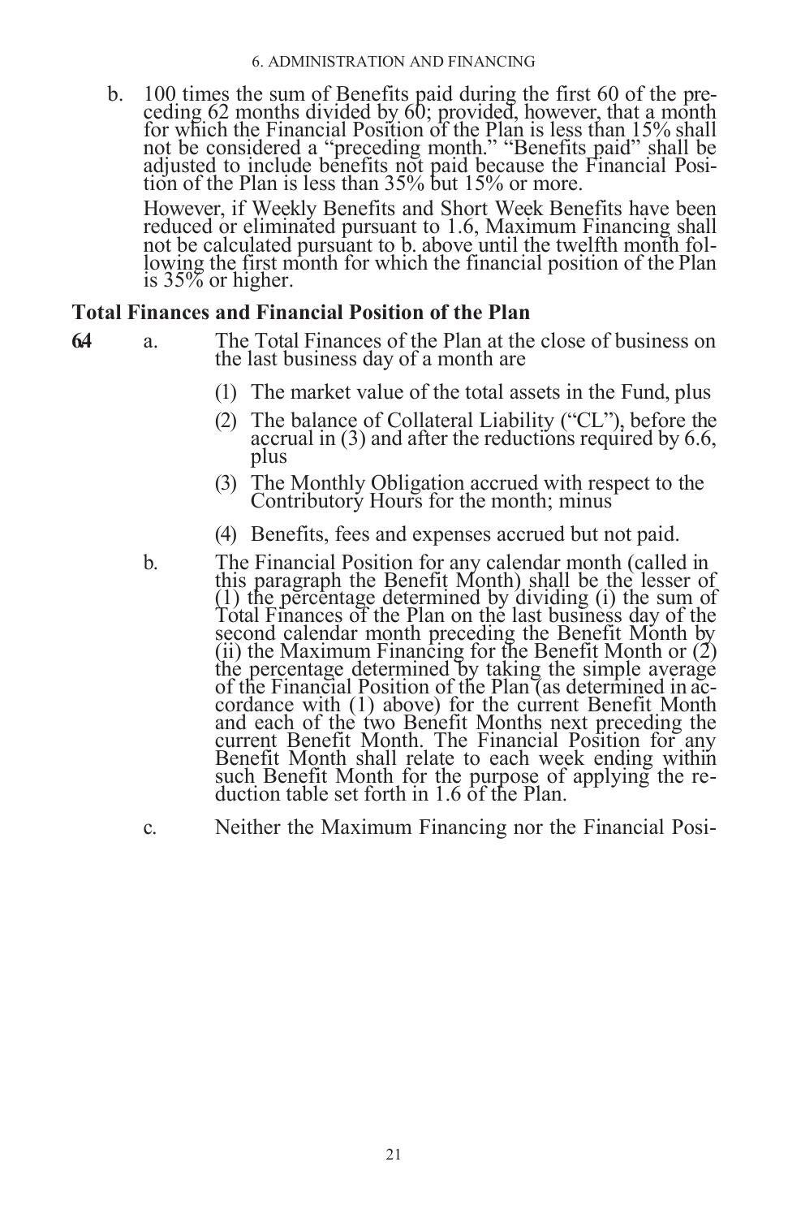b. 100 times the sum of Benefits paid during the first 60 of the preceding 62 months divided by 60; provided, however, that a month for which the Financial Position of the Plan is less than 15% shall not be considered a "preceding month." "Benefits paid" shall be adjusted to include benefits not paid because the Financial Position of the Plan is less than 35% but 15% or more.

   However, if Weekly Benefits and Short Week Benefits have been reduced or eliminated pursuant to 1.6, Maximum Financing shall not be calculated pursuant to b. above until the twelfth month following the first month for which the financial position of the Plan is 35% or higher.

## Total Finances and Financial Position of the Plan

**6.4** a. The Total Finances of the Plan at the close of business on the last business day of a month are

   (1) The market value of the total assets in the Fund, plus

   (2) The balance of Collateral Liability ("CL"), before the accrual in (3) and after the reductions required by 6.6, plus

   (3) The Monthly Obligation accrued with respect to the Contributory Hours for the month; minus

   (4) Benefits, fees and expenses accrued but not paid.

b. The Financial Position for any calendar month (called in this paragraph the Benefit Month) shall be the lesser of (1) the percentage determined by dividing (i) the sum of Total Finances of the Plan on the last business day of the second calendar month preceding the Benefit Month by (ii) the Maximum Financing for the Benefit Month or (2) the percentage determined by taking the simple average of the Financial Position of the Plan (as determined in accordance with (1) above) for the current Benefit Month and each of the two Benefit Months next preceding the current Benefit Month. The Financial Position for any Benefit Month shall relate to each week ending within such Benefit Month for the purpose of applying the reduction table set forth in 1.6 of the Plan.

c. Neither the Maximum Financing nor the Financial Posi-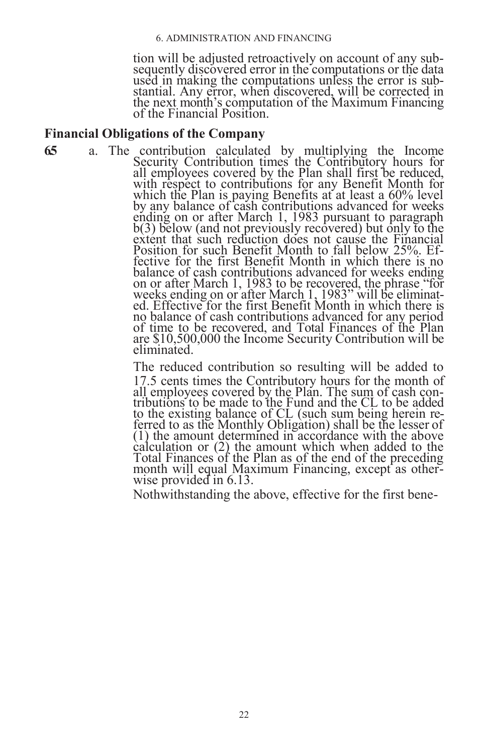tion will be adjusted retroactively on account of any subsequently discovered error in the computations or the data used in making the computations unless the error is substantial. Any error, when discovered, will be corrected in the next month's computation of the Maximum Financing of the Financial Position.

## Financial Obligations of the Company

**65** a. The contribution calculated by multiplying the Income Security Contribution times the Contributory hours for all employees covered by the Plan shall first be reduced, with respect to contributions for any Benefit Month for which the Plan is paying Benefits at at least a 60% level by any balance of cash contributions advanced for weeks ending on or after March 1, 1983 pursuant to paragraph b(3) below (and not previously recovered) but only to the extent that such reduction does not cause the Financial Position for such Benefit Month to fall below 25%. Effective for the first Benefit Month in which there is no balance of cash contributions advanced for weeks ending on or after March 1, 1983 to be recovered, the phrase "for weeks ending on or after March 1, 1983" will be eliminated. Effective for the first Benefit Month in which there is no balance of cash contributions advanced for any period of time to be recovered, and Total Finances of the Plan are $10,500,000 the Income Security Contribution will be eliminated.

The reduced contribution so resulting will be added to 17.5 cents times the Contributory hours for the month of all employees covered by the Plan. The sum of cash contributions to be made to the Fund and the CL to be added to the existing balance of CL (such sum being herein referred to as the Monthly Obligation) shall be the lesser of (1) the amount determined in accordance with the above calculation or (2) the amount which when added to the Total Finances of the Plan as of the end of the preceding month will equal Maximum Financing, except as otherwise provided in 6.13.

Nothwithstanding the above, effective for the first bene-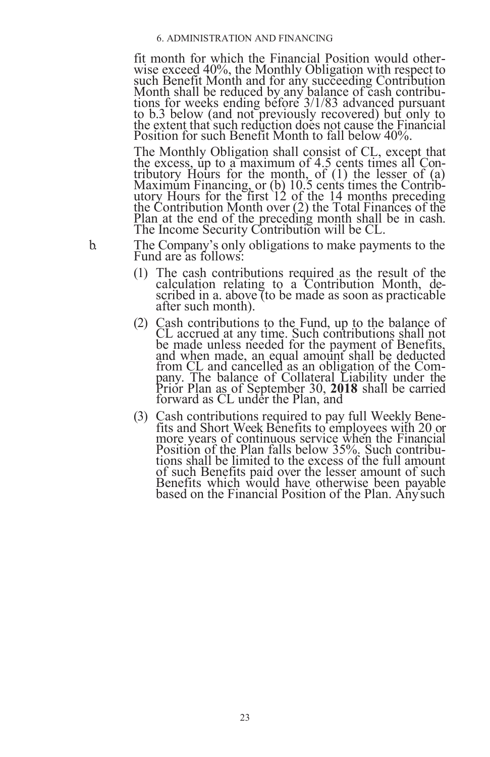fit month for which the Financial Position would otherwise exceed 40%, the Monthly Obligation with respect to such Benefit Month and for any succeeding Contribution Month shall be reduced by any balance of cash contributions for weeks ending before 3/1/83 advanced pursuant to b.3 below (and not previously recovered) but only to the extent that such reduction does not cause the Financial Position for such Benefit Month to fall below 40%.

The Monthly Obligation shall consist of CL, except that the excess, up to a maximum of 4.5 cents times all Contributory Hours for the month, of (1) the lesser of (a) Maximum Financing, or (b) 10.5 cents times the Contributory Hours for the first 12 of the 14 months preceding the Contribution Month over (2) the Total Finances of the Plan at the end of the preceding month shall be in cash. The Income Security Contribution will be CL.

b. The Company's only obligations to make payments to the Fund are as follows:

(1) The cash contributions required as the result of the calculation relating to a Contribution Month, described in a. above (to be made as soon as practicable after such month).

(2) Cash contributions to the Fund, up to the balance of CL accrued at any time. Such contributions shall not be made unless needed for the payment of Benefits, and when made, an equal amount shall be deducted from CL and cancelled as an obligation of the Company. The balance of Collateral Liability under the Prior Plan as of September 30, **2018** shall be carried forward as CL under the Plan, and

(3) Cash contributions required to pay full Weekly Benefits and Short Week Benefits to employees with 20 or more years of continuous service when the Financial Position of the Plan falls below 35%. Such contributions shall be limited to the excess of the full amount of such Benefits paid over the lesser amount of such Benefits which would have otherwise been payable based on the Financial Position of the Plan. Any such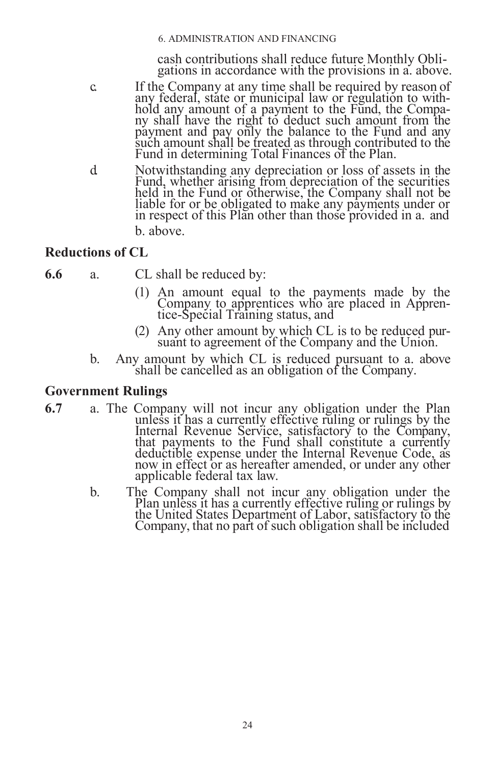cash contributions shall reduce future Monthly Obligations in accordance with the provisions in a. above.

c. If the Company at any time shall be required by reason of any federal, state or municipal law or regulation to withhold any amount of a payment to the Fund, the Company shall have the right to deduct such amount from the payment and pay only the balance to the Fund and any such amount shall be treated as through contributed to the Fund in determining Total Finances of the Plan.

d. Notwithstanding any depreciation or loss of assets in the Fund, whether arising from depreciation of the securities held in the Fund or otherwise, the Company shall not be liable for or be obligated to make any payments under or in respect of this Plan other than those provided in a. and b. above.

### Reductions of CL

**6.6** a. CL shall be reduced by:

(1) An amount equal to the payments made by the Company to apprentices who are placed in Apprentice-Special Training status, and

(2) Any other amount by which CL is to be reduced pursuant to agreement of the Company and the Union.

b. Any amount by which CL is reduced pursuant to a. above shall be cancelled as an obligation of the Company.

### Government Rulings

**6.7** a. The Company will not incur any obligation under the Plan unless it has a currently effective ruling or rulings by the Internal Revenue Service, satisfactory to the Company, that payments to the Fund shall constitute a currently deductible expense under the Internal Revenue Code, as now in effect or as hereafter amended, or under any other applicable federal tax law.

b. The Company shall not incur any obligation under the Plan unless it has a currently effective ruling or rulings by the United States Department of Labor, satisfactory to the Company, that no part of such obligation shall be included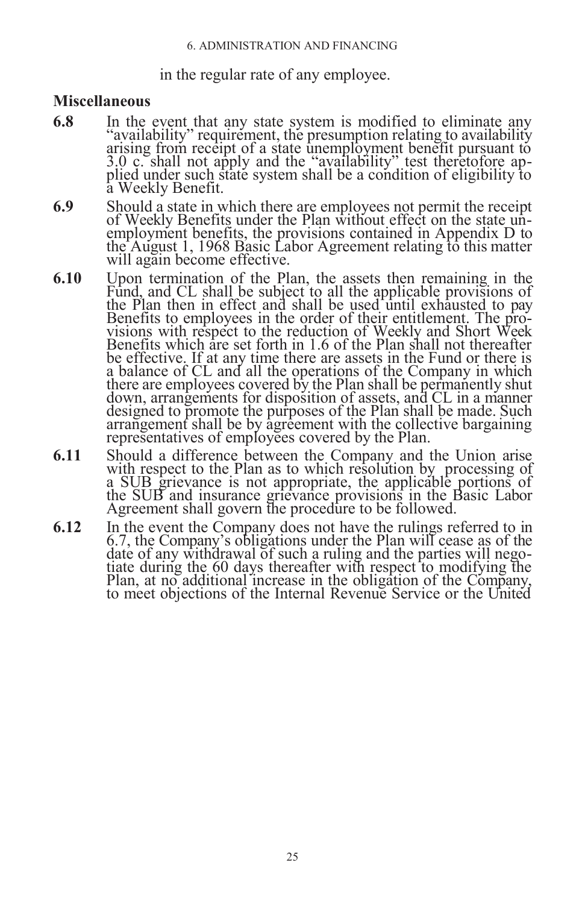in the regular rate of any employee.

## Miscellaneous

**6.8** In the event that any state system is modified to eliminate any "availability" requirement, the presumption relating to availability arising from receipt of a state unemployment benefit pursuant to 3.0 c. shall not apply and the "availability" test theretofore applied under such state system shall be a condition of eligibility to a Weekly Benefit.

**6.9** Should a state in which there are employees not permit the receipt of Weekly Benefits under the Plan without effect on the state unemployment benefits, the provisions contained in Appendix D to the August 1, 1968 Basic Labor Agreement relating to this matter will again become effective.

**6.10** Upon termination of the Plan, the assets then remaining in the Fund, and CL shall be subject to all the applicable provisions of the Plan then in effect and shall be used until exhausted to pay Benefits to employees in the order of their entitlement. The provisions with respect to the reduction of Weekly and Short Week Benefits which are set forth in 1.6 of the Plan shall not thereafter be effective. If at any time there are assets in the Fund or there is a balance of CL and all the operations of the Company in which there are employees covered by the Plan shall be permanently shut down, arrangements for disposition of assets, and CL in a manner designed to promote the purposes of the Plan shall be made. Such arrangement shall be by agreement with the collective bargaining representatives of employees covered by the Plan.

**6.11** Should a difference between the Company and the Union arise with respect to the Plan as to which resolution by processing of a SUB grievance is not appropriate, the applicable portions of the SUB and insurance grievance provisions in the Basic Labor Agreement shall govern the procedure to be followed.

**6.12** In the event the Company does not have the rulings referred to in 6.7, the Company's obligations under the Plan will cease as of the date of any withdrawal of such a ruling and the parties will negotiate during the 60 days thereafter with respect to modifying the Plan, at no additional increase in the obligation of the Company, to meet objections of the Internal Revenue Service or the United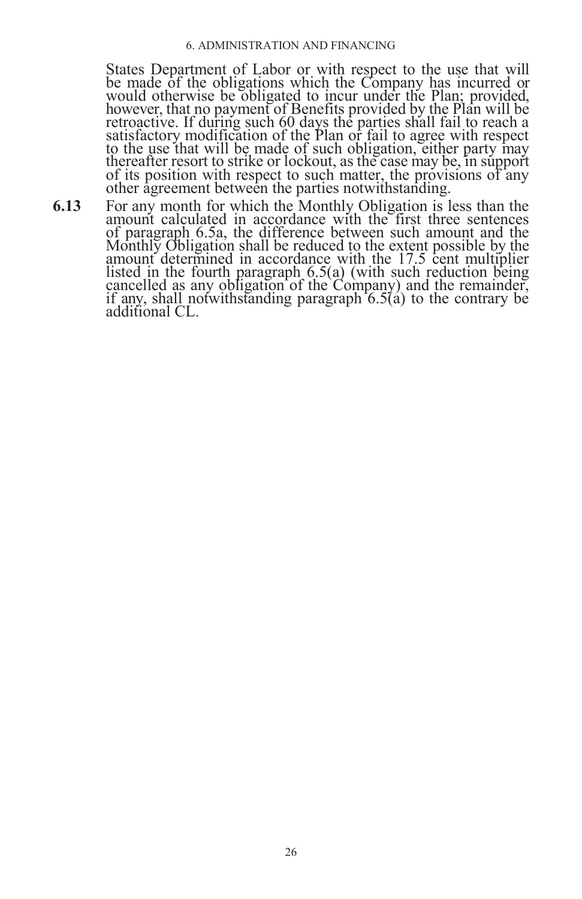States Department of Labor or with respect to the use that will be made of the obligations which the Company has incurred or would otherwise be obligated to incur under the Plan; provided, however, that no payment of Benefits provided by the Plan will be retroactive. If during such 60 days the parties shall fail to reach a satisfactory modification of the Plan or fail to agree with respect to the use that will be made of such obligation, either party may thereafter resort to strike or lockout, as the case may be, in support of its position with respect to such matter, the provisions of any other agreement between the parties notwithstanding.

**6.13** For any month for which the Monthly Obligation is less than the amount calculated in accordance with the first three sentences of paragraph 6.5a, the difference between such amount and the Monthly Obligation shall be reduced to the extent possible by the amount determined in accordance with the 17.5 cent multiplier listed in the fourth paragraph 6.5(a) (with such reduction being cancelled as any obligation of the Company) and the remainder, if any, shall notwithstanding paragraph 6.5(a) to the contrary be additional CL.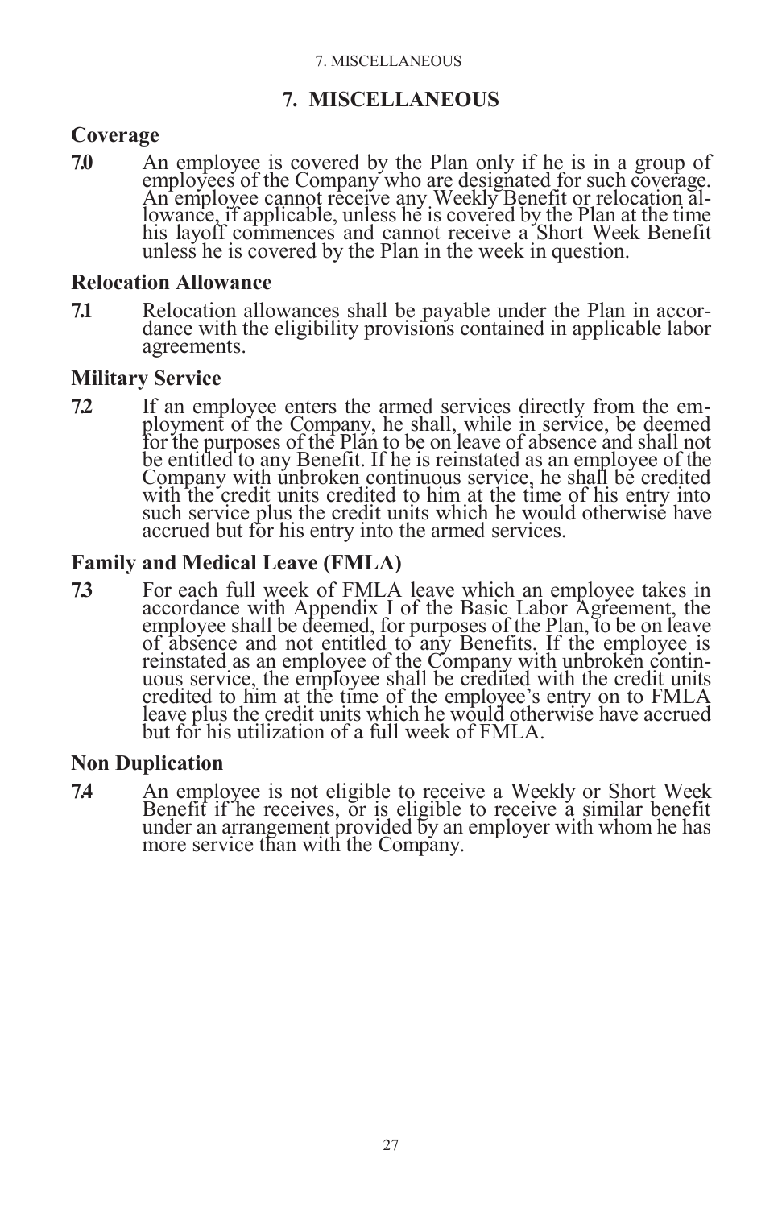# 7. MISCELLANEOUS

## Coverage

**7.0** An employee is covered by the Plan only if he is in a group of employees of the Company who are designated for such coverage. An employee cannot receive any Weekly Benefit or relocation allowance, if applicable, unless he is covered by the Plan at the time his layoff commences and cannot receive a Short Week Benefit unless he is covered by the Plan in the week in question.

## Relocation Allowance

**7.1** Relocation allowances shall be payable under the Plan in accordance with the eligibility provisions contained in applicable labor agreements.

## Military Service

**7.2** If an employee enters the armed services directly from the employment of the Company, he shall, while in service, be deemed for the purposes of the Plan to be on leave of absence and shall not be entitled to any Benefit. If he is reinstated as an employee of the Company with unbroken continuous service, he shall be credited with the credit units credited to him at the time of his entry into such service plus the credit units which he would otherwise have accrued but for his entry into the armed services.

## Family and Medical Leave (FMLA)

**7.3** For each full week of FMLA leave which an employee takes in accordance with Appendix I of the Basic Labor Agreement, the employee shall be deemed, for purposes of the Plan, to be on leave of absence and not entitled to any Benefits. If the employee is reinstated as an employee of the Company with unbroken continuous service, the employee shall be credited with the credit units credited to him at the time of the employee's entry on to FMLA leave plus the credit units which he would otherwise have accrued but for his utilization of a full week of FMLA.

## Non Duplication

**7.4** An employee is not eligible to receive a Weekly or Short Week Benefit if he receives, or is eligible to receive a similar benefit under an arrangement provided by an employer with whom he has more service than with the Company.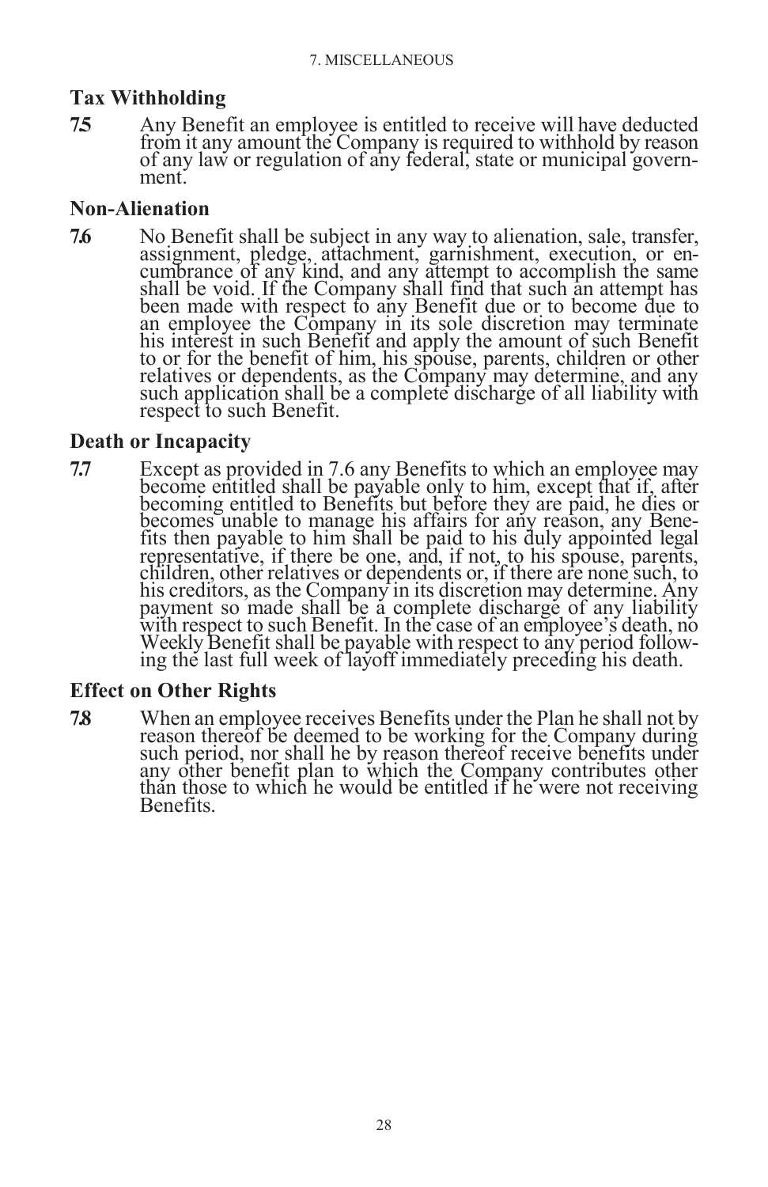## Tax Withholding

**7.5** Any Benefit an employee is entitled to receive will have deducted from it any amount the Company is required to withhold by reason of any law or regulation of any federal, state or municipal government.

## Non-Alienation

**7.6** No Benefit shall be subject in any way to alienation, sale, transfer, assignment, pledge, attachment, garnishment, execution, or encumbrance of any kind, and any attempt to accomplish the same shall be void. If the Company shall find that such an attempt has been made with respect to any Benefit due or to become due to an employee the Company in its sole discretion may terminate his interest in such Benefit and apply the amount of such Benefit to or for the benefit of him, his spouse, parents, children or other relatives or dependents, as the Company may determine, and any such application shall be a complete discharge of all liability with respect to such Benefit.

## Death or Incapacity

**7.7** Except as provided in 7.6 any Benefits to which an employee may become entitled shall be payable only to him, except that if, after becoming entitled to Benefits but before they are paid, he dies or becomes unable to manage his affairs for any reason, any Benefits then payable to him shall be paid to his duly appointed legal representative, if there be one, and, if not, to his spouse, parents, children, other relatives or dependents or, if there are none such, to his creditors, as the Company in its discretion may determine. Any payment so made shall be a complete discharge of any liability with respect to such Benefit. In the case of an employee's death, no Weekly Benefit shall be payable with respect to any period following the last full week of layoff immediately preceding his death.

## Effect on Other Rights

**7.8** When an employee receives Benefits under the Plan he shall not by reason thereof be deemed to be working for the Company during such period, nor shall he by reason thereof receive benefits under any other benefit plan to which the Company contributes other than those to which he would be entitled if he were not receiving Benefits.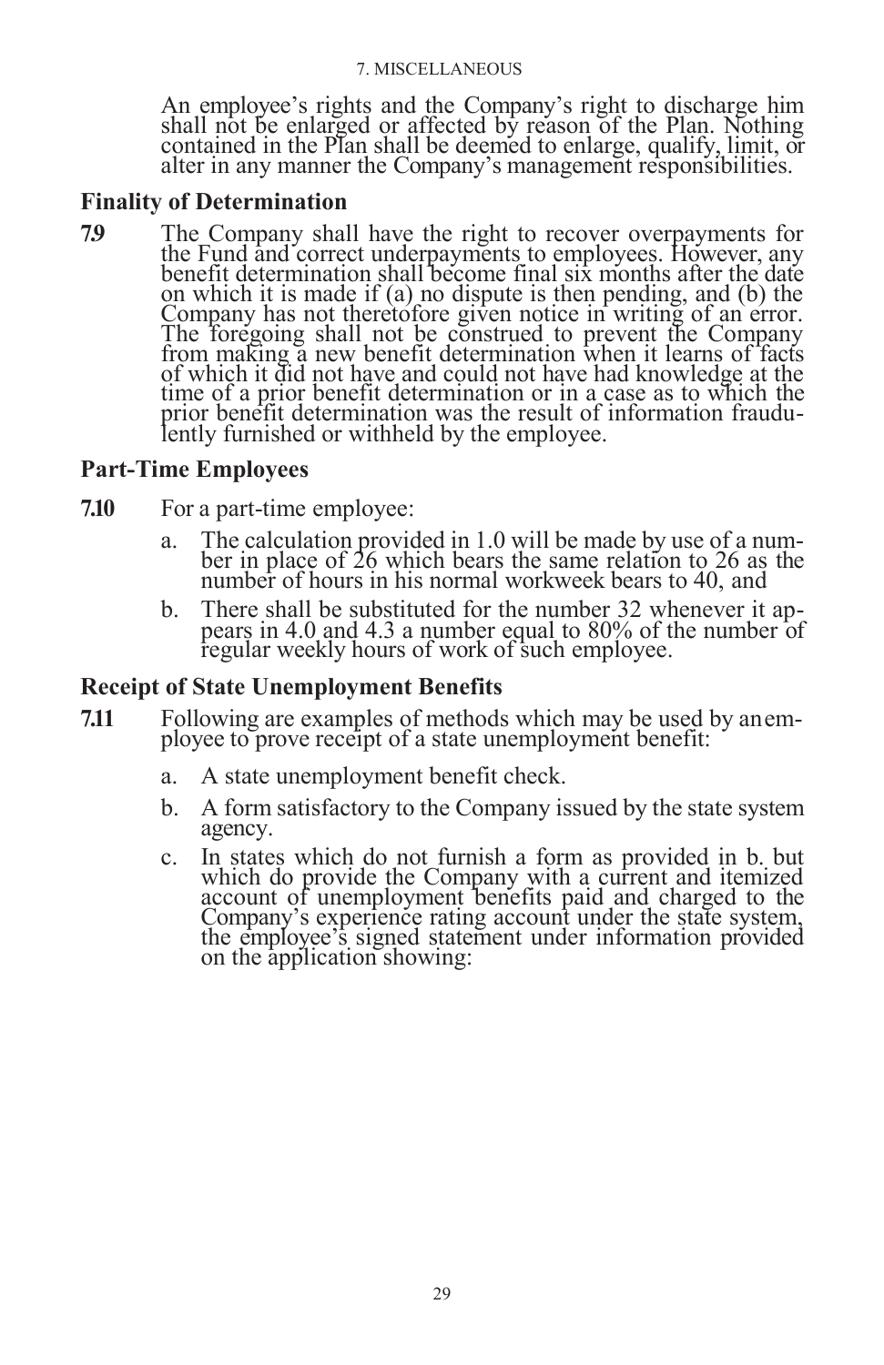An employee's rights and the Company's right to discharge him shall not be enlarged or affected by reason of the Plan. Nothing contained in the Plan shall be deemed to enlarge, qualify, limit, or alter in any manner the Company's management responsibilities.

### Finality of Determination

**7.9** The Company shall have the right to recover overpayments for the Fund and correct underpayments to employees. However, any benefit determination shall become final six months after the date on which it is made if (a) no dispute is then pending, and (b) the Company has not theretofore given notice in writing of an error. The foregoing shall not be construed to prevent the Company from making a new benefit determination when it learns of facts of which it did not have and could not have had knowledge at the time of a prior benefit determination or in a case as to which the prior benefit determination was the result of information fraudulently furnished or withheld by the employee.

### Part-Time Employees

**7.10** For a part-time employee:

a. The calculation provided in 1.0 will be made by use of a number in place of 26 which bears the same relation to 26 as the number of hours in his normal workweek bears to 40, and

b. There shall be substituted for the number 32 whenever it appears in 4.0 and 4.3 a number equal to 80% of the number of regular weekly hours of work of such employee.

### Receipt of State Unemployment Benefits

**7.11** Following are examples of methods which may be used by an employee to prove receipt of a state unemployment benefit:

a. A state unemployment benefit check.

b. A form satisfactory to the Company issued by the state system agency.

c. In states which do not furnish a form as provided in b. but which do provide the Company with a current and itemized account of unemployment benefits paid and charged to the Company's experience rating account under the state system, the employee's signed statement under information provided on the application showing: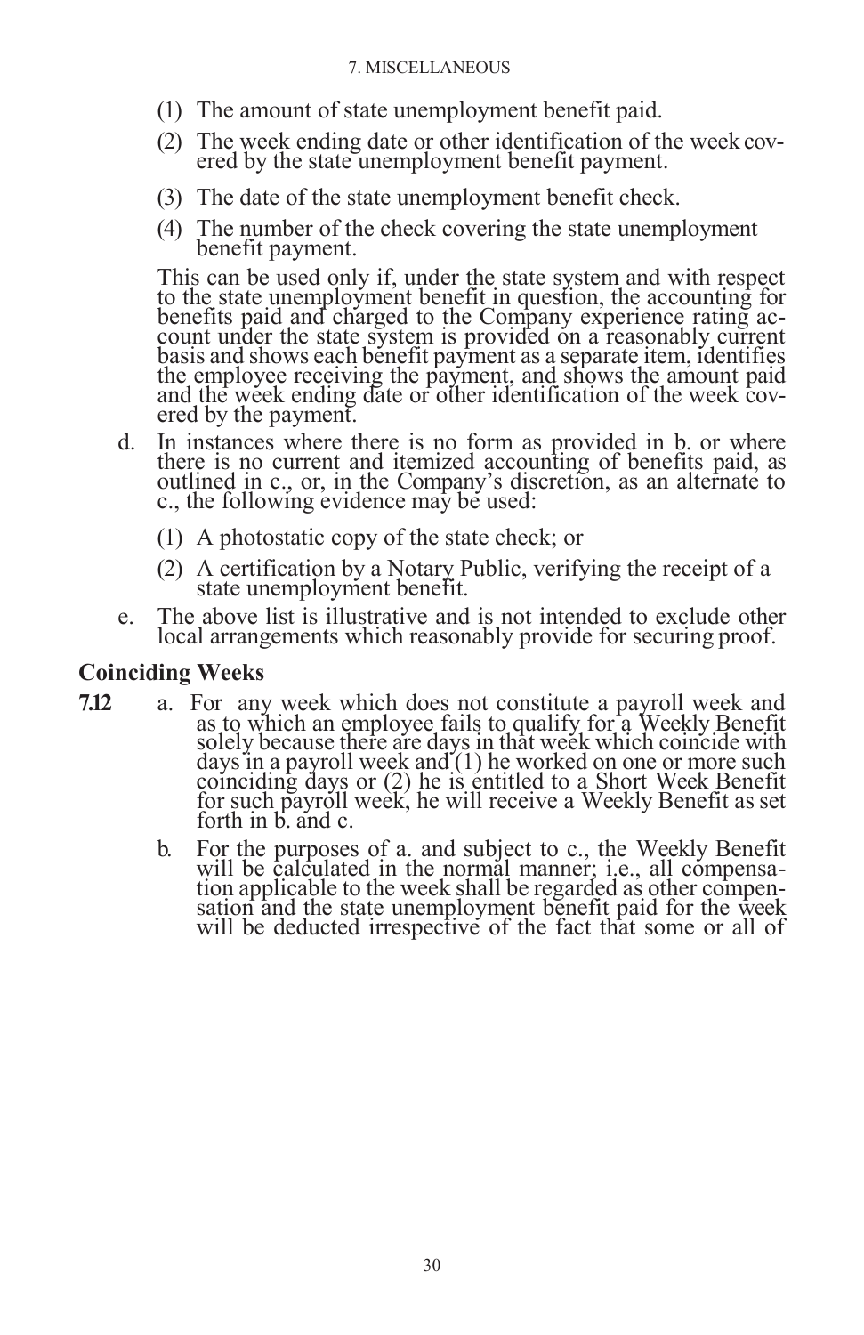(1) The amount of state unemployment benefit paid.

(2) The week ending date or other identification of the week covered by the state unemployment benefit payment.

(3) The date of the state unemployment benefit check.

(4) The number of the check covering the state unemployment benefit payment.

This can be used only if, under the state system and with respect to the state unemployment benefit in question, the accounting for benefits paid and charged to the Company experience rating account under the state system is provided on a reasonably current basis and shows each benefit payment as a separate item, identifies the employee receiving the payment, and shows the amount paid and the week ending date or other identification of the week covered by the payment.

d. In instances where there is no form as provided in b. or where there is no current and itemized accounting of benefits paid, as outlined in c., or, in the Company's discretion, as an alternate to c., the following evidence may be used:

(1) A photostatic copy of the state check; or

(2) A certification by a Notary Public, verifying the receipt of a state unemployment benefit.

e. The above list is illustrative and is not intended to exclude other local arrangements which reasonably provide for securing proof.

## Coinciding Weeks

**7.12** a. For any week which does not constitute a payroll week and as to which an employee fails to qualify for a Weekly Benefit solely because there are days in that week which coincide with days in a payroll week and (1) he worked on one or more such coinciding days or (2) he is entitled to a Short Week Benefit for such payroll week, he will receive a Weekly Benefit as set forth in b. and c.

b. For the purposes of a. and subject to c., the Weekly Benefit will be calculated in the normal manner; i.e., all compensation applicable to the week shall be regarded as other compensation and the state unemployment benefit paid for the week will be deducted irrespective of the fact that some or all of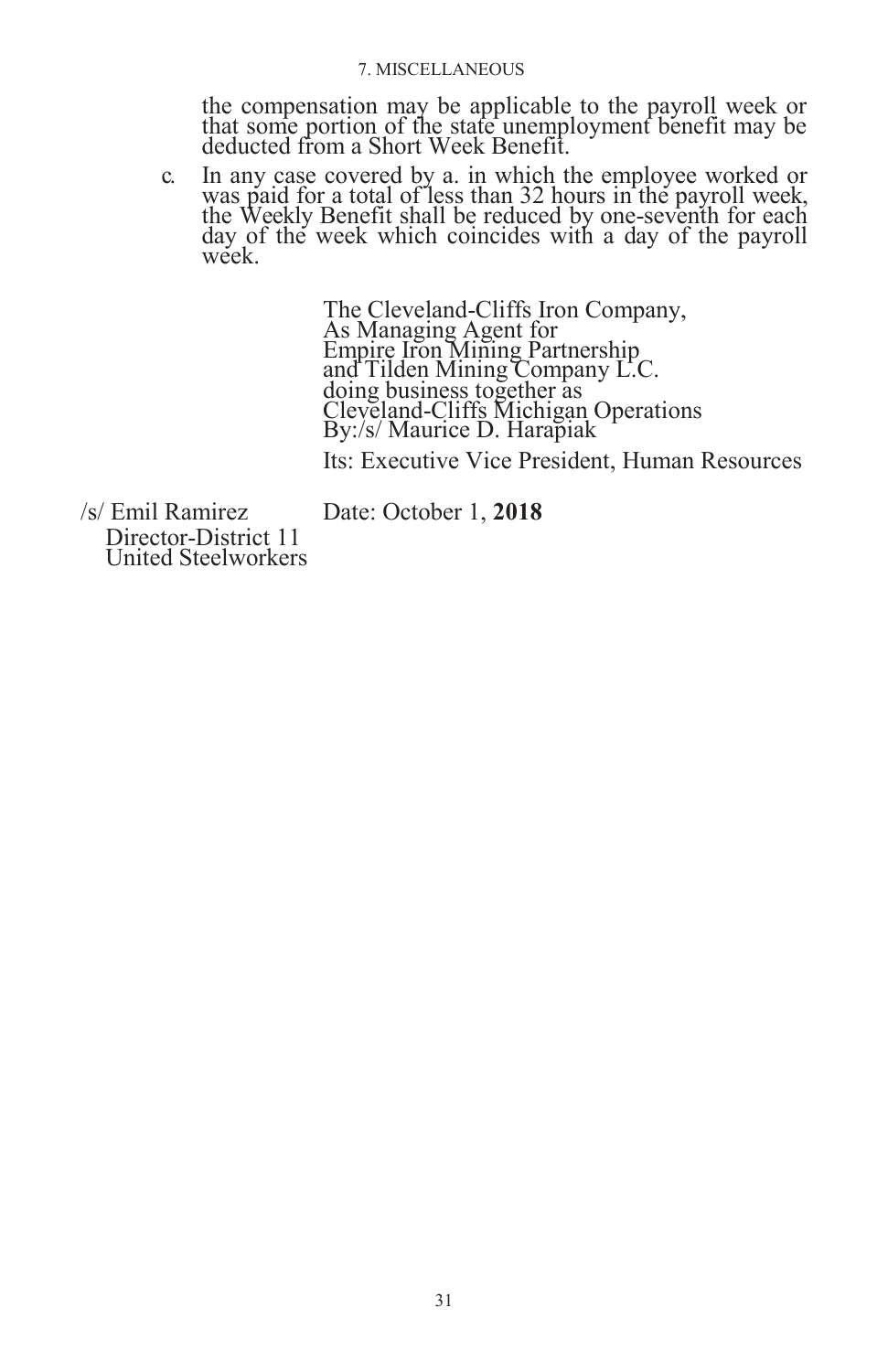the compensation may be applicable to the payroll week or that some portion of the state unemployment benefit may be deducted from a Short Week Benefit.

c. In any case covered by a. in which the employee worked or was paid for a total of less than 32 hours in the payroll week, the Weekly Benefit shall be reduced by one-seventh for each day of the week which coincides with a day of the payroll week.

The Cleveland-Cliffs Iron Company,
As Managing Agent for
Empire Iron Mining Partnership
and Tilden Mining Company L.C.
doing business together as
Cleveland-Cliffs Michigan Operations
By:/s/ Maurice D. Harapiak

Its: Executive Vice President, Human Resources

/s/ Emil Ramirez
Director-District 11
United Steelworkers

Date: October 1, **2018**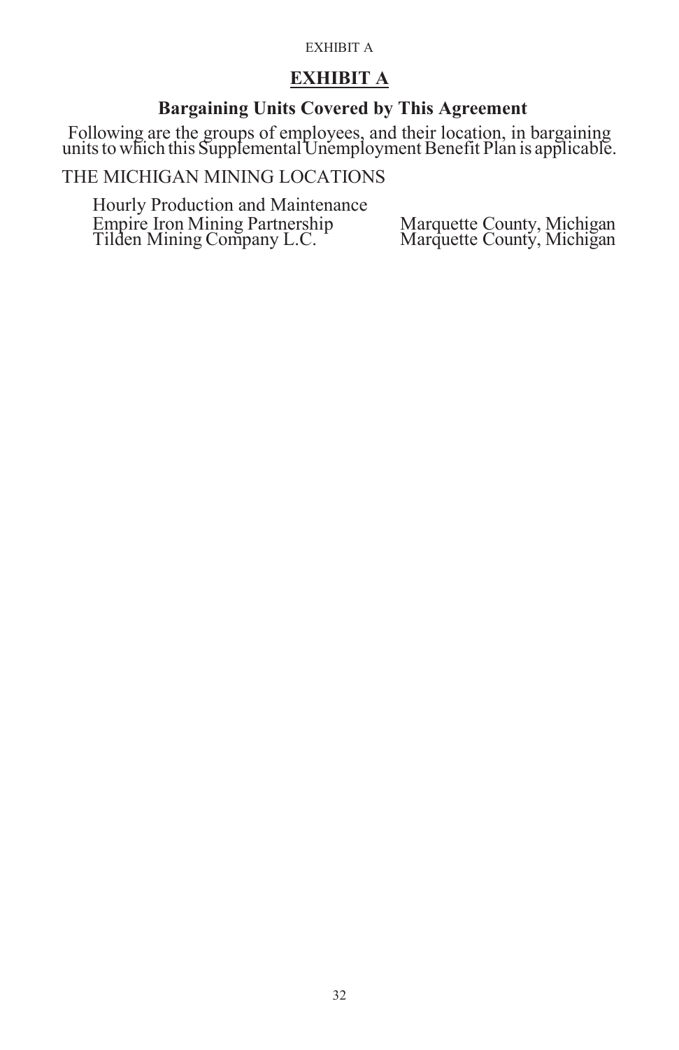# EXHIBIT A

## Bargaining Units Covered by This Agreement

Following are the groups of employees, and their location, in bargaining units to which this Supplemental Unemployment Benefit Plan is applicable.

THE MICHIGAN MINING LOCATIONS

Hourly Production and Maintenance

| | |
|---|---|
| Empire Iron Mining Partnership | Marquette County, Michigan |
| Tilden Mining Company L.C. | Marquette County, Michigan |